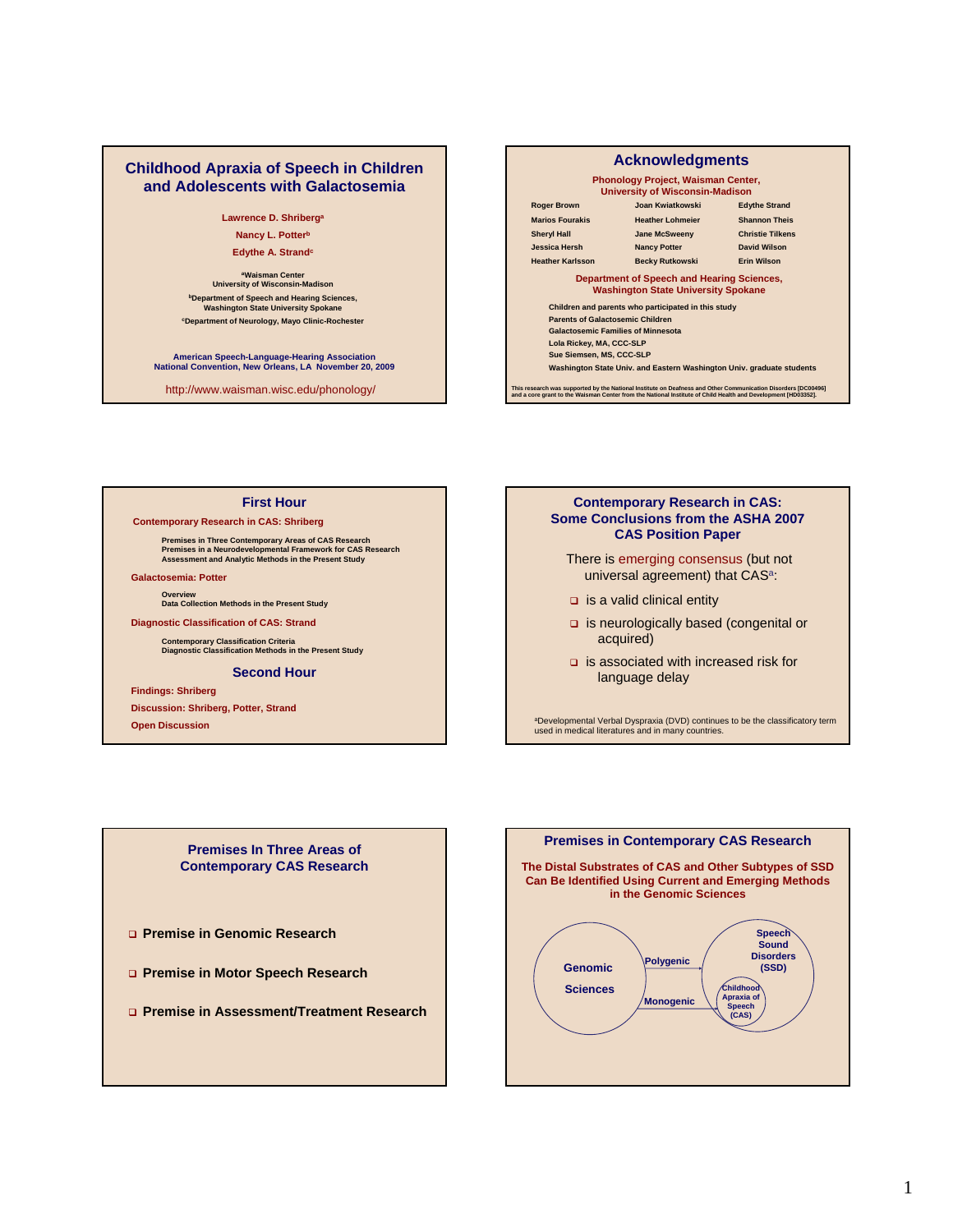# Childhood Apraxia of Speech in Children and Adolescents with Galactosemia

Lawrence D. Shriberg[a]

Nancy L. Potter[b]

Edythe A. Strand[c]

[a]Waisman Center
University of Wisconsin-Madison

[b]Department of Speech and Hearing Sciences,
Washington State University Spokane

[c]Department of Neurology, Mayo Clinic-Rochester

American Speech-Language-Hearing Association
National Convention, New Orleans, LA November 20, 2009

http://www.waisman.wisc.edu/phonology/

---

## Acknowledgments

**Phonology Project, Waisman Center, University of Wisconsin-Madison**

| | | |
|---|---|---|
| Roger Brown | Joan Kwiatkowski | Edythe Strand |
| Marios Fourakis | Heather Lohmeier | Shannon Theis |
| Sheryl Hall | Jane McSweeny | Christie Tilkens |
| Jessica Hersh | Nancy Potter | David Wilson |
| Heather Karlsson | Becky Rutkowski | Erin Wilson |

**Department of Speech and Hearing Sciences, Washington State University Spokane**

Children and parents who participated in this study
Parents of Galactosemic Children
Galactosemic Families of Minnesota
Lola Rickey, MA, CCC-SLP
Sue Siemsen, MS, CCC-SLP
Washington State Univ. and Eastern Washington Univ. graduate students

This research was supported by the National Institute on Deafness and Other Communication Disorders [DC00496] and a core grant to the Waisman Center from the National Institute of Child Health and Development [HD03352].

---

## First Hour

**Contemporary Research in CAS: Shriberg**

- Premises in Three Contemporary Areas of CAS Research
- Premises in a Neurodevelopmental Framework for CAS Research
- Assessment and Analytic Methods in the Present Study

**Galactosemia: Potter**

- Overview
- Data Collection Methods in the Present Study

**Diagnostic Classification of CAS: Strand**

- Contemporary Classification Criteria
- Diagnostic Classification Methods in the Present Study

## Second Hour

**Findings: Shriberg**

**Discussion: Shriberg, Potter, Strand**

**Open Discussion**

---

## Contemporary Research in CAS: Some Conclusions from the ASHA 2007 CAS Position Paper

There is emerging consensus (but not universal agreement) that CAS[a]:

- is a valid clinical entity
- is neurologically based (congenital or acquired)
- is associated with increased risk for language delay

[a]Developmental Verbal Dyspraxia (DVD) continues to be the classificatory term used in medical literatures and in many countries.

---

## Premises In Three Areas of Contemporary CAS Research

- **Premise in Genomic Research**
- **Premise in Motor Speech Research**
- **Premise in Assessment/Treatment Research**

---

## Premises in Contemporary CAS Research

**The Distal Substrates of CAS and Other Subtypes of SSD Can Be Identified Using Current and Emerging Methods in the Genomic Sciences**

Genomic Sciences — Polygenic → Speech Sound Disorders (SSD)

Genomic Sciences — Monogenic → Childhood Apraxia of Speech (CAS)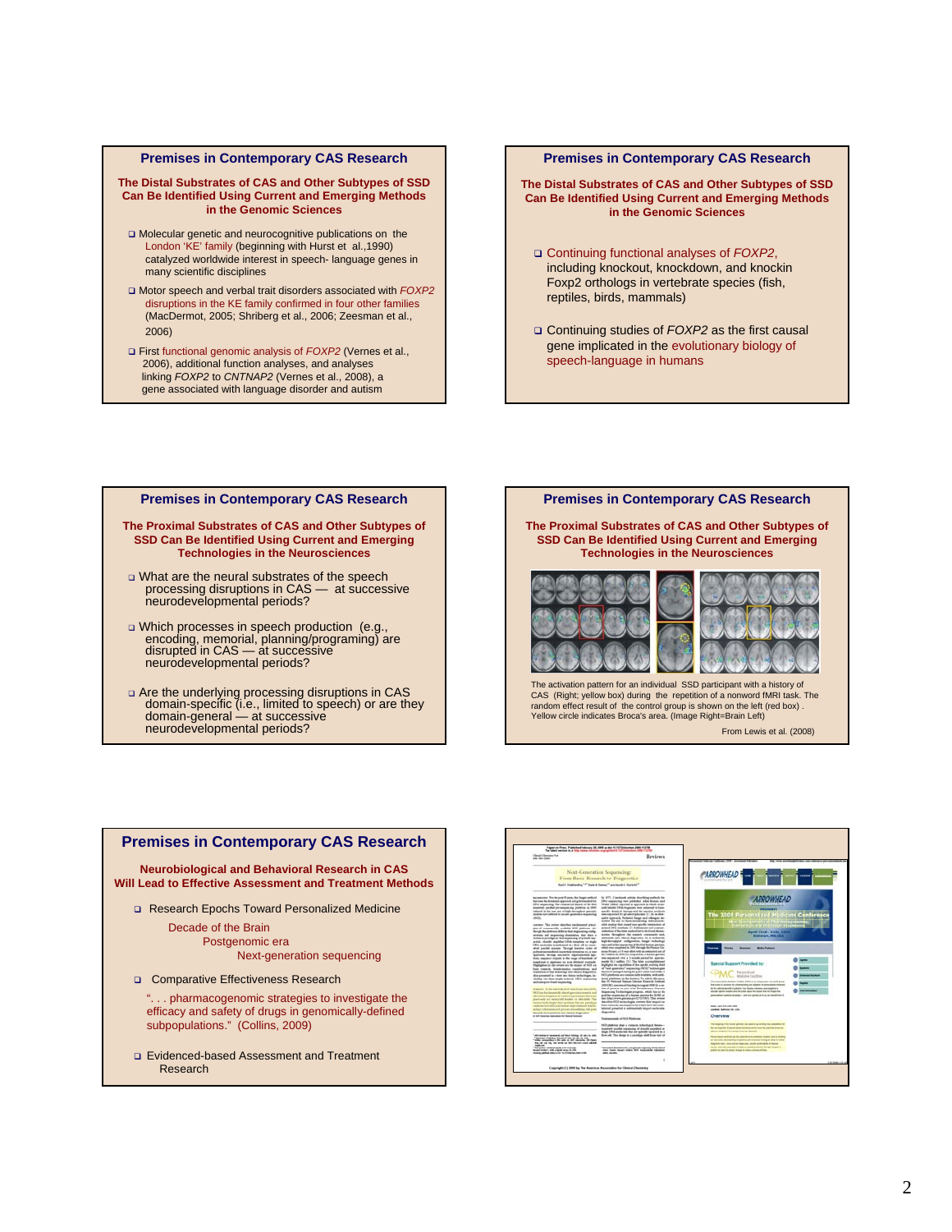## Premises in Contemporary CAS Research

**The Distal Substrates of CAS and Other Subtypes of SSD Can Be Identified Using Current and Emerging Methods in the Genomic Sciences**

- Molecular genetic and neurocognitive publications on the London 'KE' family (beginning with Hurst et al.,1990) catalyzed worldwide interest in speech- language genes in many scientific disciplines
- Motor speech and verbal trait disorders associated with *FOXP2* disruptions in the KE family confirmed in four other families (MacDermot, 2005; Shriberg et al., 2006; Zeesman et al., 2006)
- First functional genomic analysis of *FOXP2* (Vernes et al., 2006), additional function analyses, and analyses linking *FOXP2* to *CNTNAP2* (Vernes et al., 2008), a gene associated with language disorder and autism

## Premises in Contemporary CAS Research

**The Distal Substrates of CAS and Other Subtypes of SSD Can Be Identified Using Current and Emerging Methods in the Genomic Sciences**

- Continuing functional analyses of *FOXP2*, including knockout, knockdown, and knockin Foxp2 orthologs in vertebrate species (fish, reptiles, birds, mammals)
- Continuing studies of *FOXP2* as the first causal gene implicated in the evolutionary biology of speech-language in humans

## Premises in Contemporary CAS Research

**The Proximal Substrates of CAS and Other Subtypes of SSD Can Be Identified Using Current and Emerging Technologies in the Neurosciences**

- What are the neural substrates of the speech processing disruptions in CAS — at successive neurodevelopmental periods?
- Which processes in speech production (e.g., encoding, memorial, planning/programing) are disrupted in CAS — at successive neurodevelopmental periods?
- Are the underlying processing disruptions in CAS domain-specific (i.e., limited to speech) or are they domain-general — at successive neurodevelopmental periods?

## Premises in Contemporary CAS Research

**The Proximal Substrates of CAS and Other Subtypes of SSD Can Be Identified Using Current and Emerging Technologies in the Neurosciences**

The activation pattern for an individual SSD participant with a history of CAS (Right; yellow box) during the repetition of a nonword fMRI task. The random effect result of the control group is shown on the left (red box). Yellow circle indicates Broca's area. (Image Right=Brain Left)

From Lewis et al. (2008)

## Premises in Contemporary CAS Research

**Neurobiological and Behavioral Research in CAS Will Lead to Effective Assessment and Treatment Methods**

- Research Epochs Toward Personalized Medicine
  - Decade of the Brain
    - Postgenomic era
      - Next-generation sequencing
- Comparative Effectiveness Research
  - ". . . pharmacogenomic strategies to investigate the efficacy and safety of drugs in genomically-defined subpopulations." (Collins, 2009)
- Evidenced-based Assessment and Treatment Research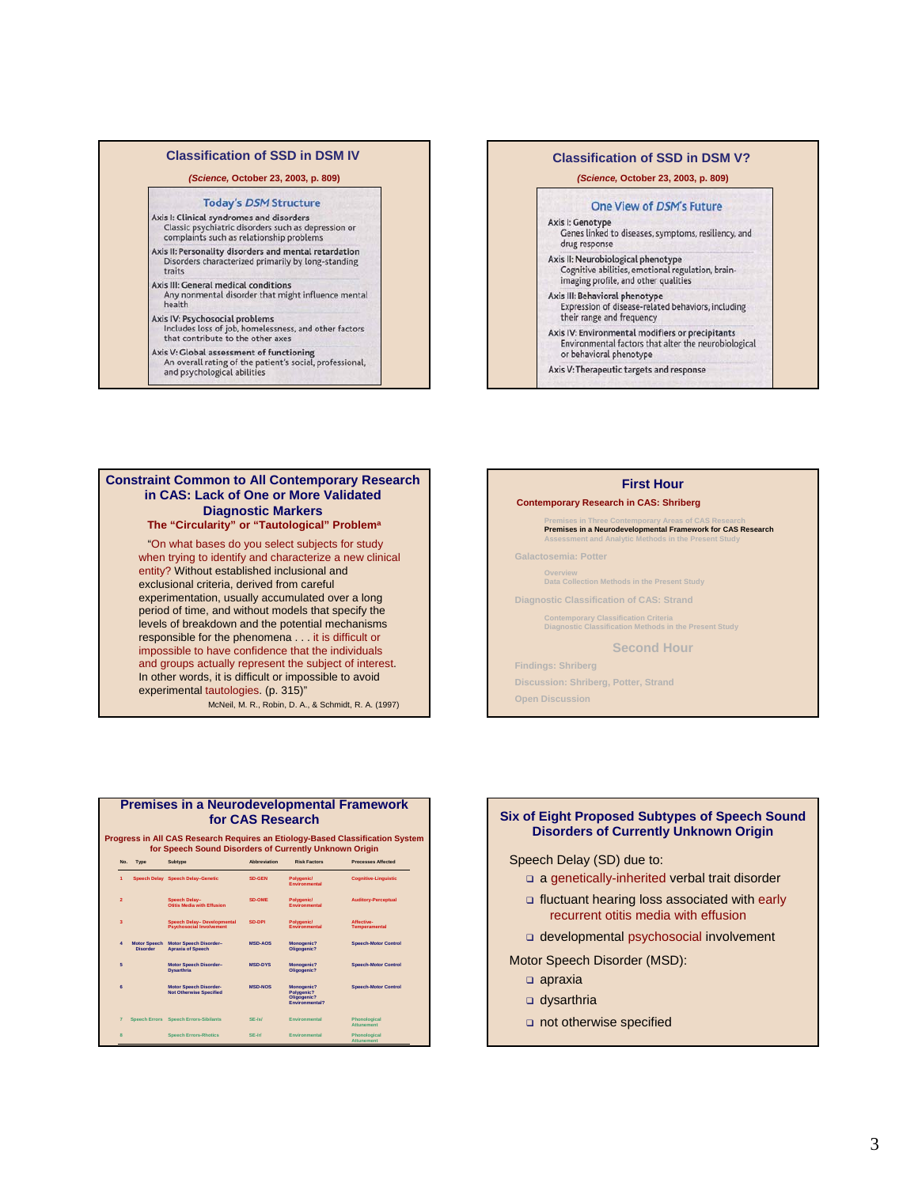## Classification of SSD in DSM IV

*(Science, October 23, 2003, p. 809)*

### Today's *DSM* Structure

**Axis I: Clinical syndromes and disorders**
Classic psychiatric disorders such as depression or complaints such as relationship problems

**Axis II: Personality disorders and mental retardation**
Disorders characterized primarily by long-standing traits

**Axis III: General medical conditions**
Any nonmental disorder that might influence mental health

**Axis IV: Psychosocial problems**
Includes loss of job, homelessness, and other factors that contribute to the other axes

**Axis V: Global assessment of functioning**
An overall rating of the patient's social, professional, and psychological abilities

## Classification of SSD in DSM V?

*(Science, October 23, 2003, p. 809)*

### One View of *DSM*'s Future

**Axis I: Genotype**
Genes linked to diseases, symptoms, resiliency, and drug response

**Axis II: Neurobiological phenotype**
Cognitive abilities, emotional regulation, brain-imaging profile, and other qualities

**Axis III: Behavioral phenotype**
Expression of disease-related behaviors, including their range and frequency

**Axis IV: Environmental modifiers or precipitants**
Environmental factors that alter the neurobiological or behavioral phenotype

**Axis V: Therapeutic targets and response**

## Constraint Common to All Contemporary Research in CAS: Lack of One or More Validated Diagnostic Markers

**The "Circularity" or "Tautological" Problem[a]**

"On what bases do you select subjects for study when trying to identify and characterize a new clinical entity? Without established inclusional and exclusional criteria, derived from careful experimentation, usually accumulated over a long period of time, and without models that specify the levels of breakdown and the potential mechanisms responsible for the phenomena . . . it is difficult or impossible to have confidence that the individuals and groups actually represent the subject of interest. In other words, it is difficult or impossible to avoid experimental tautologies. (p. 315)"

McNeil, M. R., Robin, D. A., & Schmidt, R. A. (1997)

## First Hour

**Contemporary Research in CAS: Shriberg**

- Premises in Three Contemporary Areas of CAS Research
- **Premises in a Neurodevelopmental Framework for CAS Research**
- Assessment and Analytic Methods in the Present Study

**Galactosemia: Potter**

- Overview
- Data Collection Methods in the Present Study

**Diagnostic Classification of CAS: Strand**

- Contemporary Classification Criteria
- Diagnostic Classification Methods in the Present Study

## Second Hour

- Findings: Shriberg
- Discussion: Shriberg, Potter, Strand
- Open Discussion

## Premises in a Neurodevelopmental Framework for CAS Research

**Progress in All CAS Research Requires an Etiology-Based Classification System for Speech Sound Disorders of Currently Unknown Origin**

| No. | Type | Subtype | Abbreviation | Risk Factors | Processes Affected |
|---|---|---|---|---|---|
| 1 | Speech Delay | Speech Delay–Genetic | SD-GEN | Polygenic/ Environmental | Cognitive-Linguistic |
| 2 | | Speech Delay– Otitis Media with Effusion | SD-OME | Polygenic/ Environmental | Auditory-Perceptual |
| 3 | | Speech Delay– Developmental Psychosocial Involvement | SD-DPI | Polygenic/ Environmental | Affective-Temperamental |
| 4 | Motor Speech Disorder | Motor Speech Disorder– Apraxia of Speech | MSD-AOS | Monogenic? Oligogenic? | Speech-Motor Control |
| 5 | | Motor Speech Disorder– Dysarthria | MSD-DYS | Monogenic? Oligogenic? | Speech-Motor Control |
| 6 | | Motor Speech Disorder– Not Otherwise Specified | MSD-NOS | Monogenic? Polygenic? Oligogenic? Environmental? | Speech-Motor Control |
| 7 | Speech Errors | Speech Errors–Sibilants | SE-/s/ | Environmental | Phonological Attunement |
| 8 | | Speech Errors–Rhotics | SE-/r/ | Environmental | Phonological Attunement |

## Six of Eight Proposed Subtypes of Speech Sound Disorders of Currently Unknown Origin

Speech Delay (SD) due to:

- a genetically-inherited verbal trait disorder
- fluctuant hearing loss associated with early recurrent otitis media with effusion
- developmental psychosocial involvement

Motor Speech Disorder (MSD):

- apraxia
- dysarthria
- not otherwise specified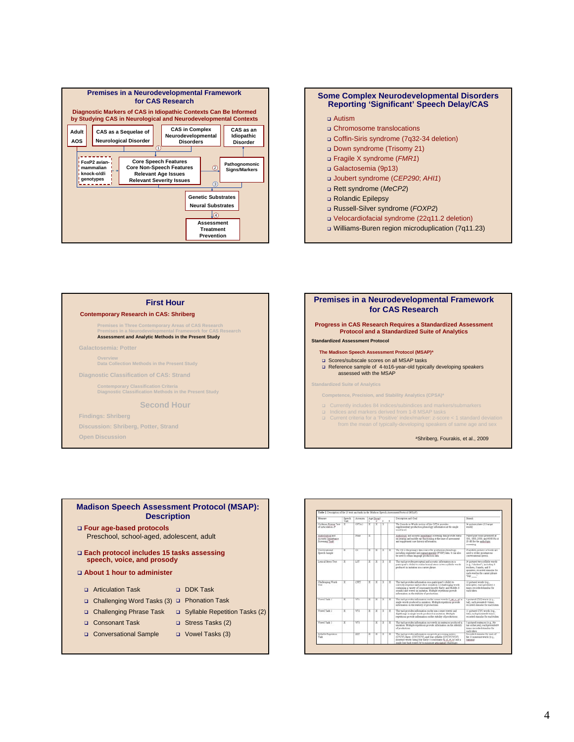## Premises in a Neurodevelopmental Framework for CAS Research

**Diagnostic Markers of CAS in Idiopathic Contexts Can Be Informed by Studying CAS in Neurological and Neurodevelopmental Contexts**

- Adult AOS
- CAS as a Sequelae of Neurological Disorder
- CAS in Complex Neurodevelopmental Disorders
- CAS as an Idiopathic Disorder

①

- FoxP2 avian-mammalian knock-o/d/i genotypes
- Core Speech Features / Core Non-Speech Features / Relevant Age Issues / Relevant Severity Issues
- ② Pathognomonic Signs/Markers

③

- Genetic Substrates / Neural Substrates

④

- Assessment / Treatment / Prevention

## Some Complex Neurodevelopmental Disorders Reporting 'Significant' Speech Delay/CAS

- Autism
- Chromosome translocations
- Coffin-Siris syndrome (7q32-34 deletion)
- Down syndrome (Trisomy 21)
- Fragile X syndrome (*FMR1*)
- Galactosemia (9p13)
- Joubert syndrome (*CEP290*; *AHI1*)
- Rett syndrome (*MeCP2*)
- Rolandic Epilepsy
- Russell-Silver syndrome (*FOXP2*)
- Velocardiofacial syndrome (22q11.2 deletion)
- Williams-Buren region microduplication (7q11.23)

## First Hour

**Contemporary Research in CAS: Shriberg**

- Premises in Three Contemporary Areas of CAS Research
- Premises in a Neurodevelopmental Framework for CAS Research
- **Assessment and Analytic Methods in the Present Study**

Galactosemia: Potter

- Overview
- Data Collection Methods in the Present Study

Diagnostic Classification of CAS: Strand

- Contemporary Classification Criteria
- Diagnostic Classification Methods in the Present Study

### Second Hour

Findings: Shriberg

Discussion: Shriberg, Potter, Strand

Open Discussion

## Premises in a Neurodevelopmental Framework for CAS Research

**Progress in CAS Research Requires a Standardized Assessment Protocol and a Standardized Suite of Analytics**

**Standardized Assessment Protocol**

**The Madison Speech Assessment Protocol (MSAP)[a]**

- Scores/subscale scores on all MSAP tasks
- Reference sample of 4-to16-year-old typically developing speakers assessed with the MSAP

Standardized Suite of Analytics

Competence, Precision, and Stability Analytics (CPSA)[a]

- Currently includes 84 indices/subindices and markers/submarkers
- Indices and markers derived from 1-8 MSAP tasks
- Current criteria for a 'Positive' index/marker: z-score < 1 standard deviation from the mean of typically-developing speakers of same age and sex

[a]Shriberg, Fourakis, et al., 2009

## Madison Speech Assessment Protocol (MSAP): Description

- **Four age-based protocols**
  Preschool, school-aged, adolescent, adult
- **Each protocol includes 15 tasks assessing speech, voice, and prosody**
- **About 1 hour to administer**

- Articulation Task
- Challenging Word Tasks (3)
- Challenging Phrase Task
- Consonant Task
- Conversational Sample
- DDK Task
- Phonation Task
- Syllable Repetition Tasks (2)
- Stress Tasks (2)
- Vowel Tasks (3)

Table 2. Description of the 15 tests and tasks in the Madison Speech Assessment Protocol (MSAP)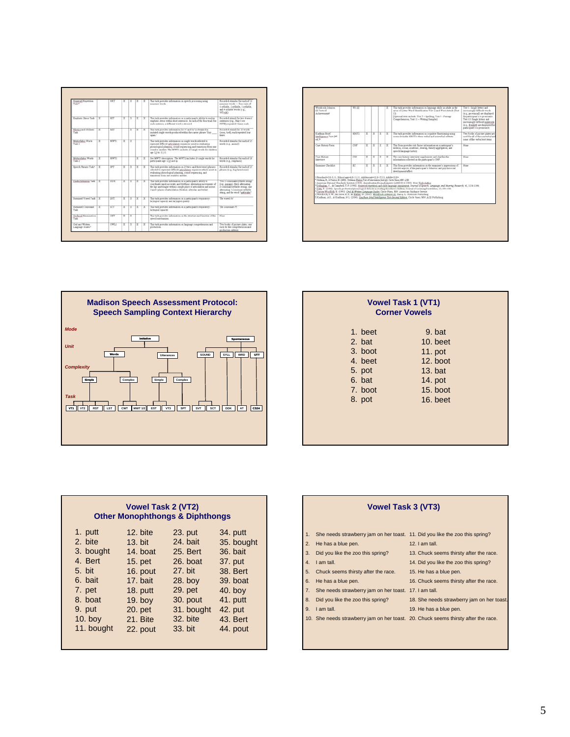| Task | | Abbreviation | | | | | Description | Stimuli |
|---|---|---|---|---|---|---|---|---|
| Nonword Repetition Task[a] | | NRT | X | X | X | X | This task provides information on speech processing using nonsense words. | Recorded stimulus for each of 16 nonsense words — four each of 1 syllable, 2 syllable, 3 syllable, and 4 syllable words |
| Emphatic Stress Task | X | EST | X | X | X | X | This task provides information on a participant's ability to realize emphatic stress within short sentences. | Recorded stimuli for two 4-word sentences |
| Rhotics and Sibilants Task | X | RST | | X | X | X | This task provides information for /r/ and /s/ as obtained in isolated single words produced within the carrier phrase | Recorded stimulus for 10 words, each repeated four times |
| Multisyllabic Words Task 1 | X | MWT1 | X | X | | | This task provides information on single words selected to represent difficult articulatory sequences | Recorded stimulus for each of 21 words |
| Multisyllabic Words Task 2 | X | MWT2 | | | X | X | See MWT1 description. | Recorded stimulus for each of 26 words |
| Speech Pattern Task[a] | X | SPT | X | X | X | X | This task provides information on 21 two- and three-word phrases | Recorded stimulus for each of 21 phrases |
| Diadochokinesis Task | X | DDK | X | X | X | X | This task provides information on a participant's ability to coordinate rapid, accurate, and rhythmic alternating movements | |
| Sustained Vowel Task | X | SVT | X | X | X | X | This task provides information on a participant's respiratory-laryngeal capacity and laryngeal quality. | The vowel /a/ |
| Sustained Consonant Task | X | SCT | X | X | X | X | This task provides information on a participant's respiratory-laryngeal capacity. | The consonant /s/ |
| Orofacial Examination Task | | OFT | X | X | | | This task provides information on the structure and function of the speech mechanism. | None |
| Oral and Written Language Scales[a] | | OWLS | X | X | X | X | This task provides information on language comprehension and production. | Two books of picture plates, one each for the comprehension and production subtests |

| Task | | Abbreviation | | | | | Description | Stimuli |
|---|---|---|---|---|---|---|---|---|
| Woodcock-Johnson III Tests of Achievement[a] | | WJ III | | | | X | The task provides information on language skills in adults | |
| Kaufman Brief Intelligence Test (2nd ed.)[a] | | KBIT2 | X | X | X | X | This task provides information on cognitive functioning | Two books of picture plates |
| Case History Form | | CHF | X | X | X | X | This form provides risk factor information on a participant's medical, social, academic, hearing, family aggregation, and speech-language history. | None |
| Case History Interview | | CHI | X | X | X | X | The case history interview supplements and clarifies the information collected in the participant's CHF. | None |
| Examiner Checklist | | EC | X | X | X | X | This form provides information on the examiner's impressions of relevant aspects of the participant's behavior and psychosocial development/affect. | None |

# Madison Speech Assessment Protocol: Speech Sampling Context Hierarchy

- **Mode**: Imitative; Spontaneous
- **Unit**: Words, Utterances (Imitative); SOUND, SYLL, WRD, UTT (Spontaneous)
- **Complexity**: Simple, Complex (Words); Simple, Complex (Utterances)
- **Task**: VT1, VT2, RST, LST (Words – Simple); CWT, MWT 1/2 (Words – Complex); EST, VT3 (Utterances – Simple); SPT (Utterances – Complex); SVT, SCT (SOUND); DDK (SYLL); AT (WRD); CS24 (UTT)

# Vowel Task 1 (VT1) Corner Vowels

1. beet
2. bat
3. boot
4. beet
5. pot
6. bat
7. boot
8. pot
9. bat
10. beet
11. pot
12. boot
13. bat
14. pot
15. boot
16. beet

# Vowel Task 2 (VT2) Other Monophthongs & Diphthongs

1. putt
2. bite
3. bought
4. Bert
5. bit
6. bait
7. pet
8. boat
9. put
10. boy
11. bought
12. bite
13. bit
14. boat
15. pet
16. pout
17. bait
18. putt
19. boy
20. pet
21. Bite
22. pout
23. put
24. bait
25. Bert
26. boat
27. bit
28. boy
29. pet
30. pout
31. bought
32. bite
33. bit
34. putt
35. bought
36. bait
37. put
38. Bert
39. boat
40. boy
41. putt
42. put
43. Bert
44. pout

# Vowel Task 3 (VT3)

1. She needs strawberry jam on her toast.
2. He has a blue pen.
3. Did you like the zoo this spring?
4. I am tall.
5. Chuck seems thirsty after the race.
6. He has a blue pen.
7. She needs strawberry jam on her toast.
8. Did you like the zoo this spring?
9. I am tall.
10. She needs strawberry jam on her toast.
11. Did you like the zoo this spring?
12. I am tall.
13. Chuck seems thirsty after the race.
14. Did you like the zoo this spring?
15. He has a blue pen.
16. Chuck seems thirsty after the race.
17. I am tall.
18. She needs strawberry jam on her toast.
19. He has a blue pen.
20. Chuck seems thirsty after the race.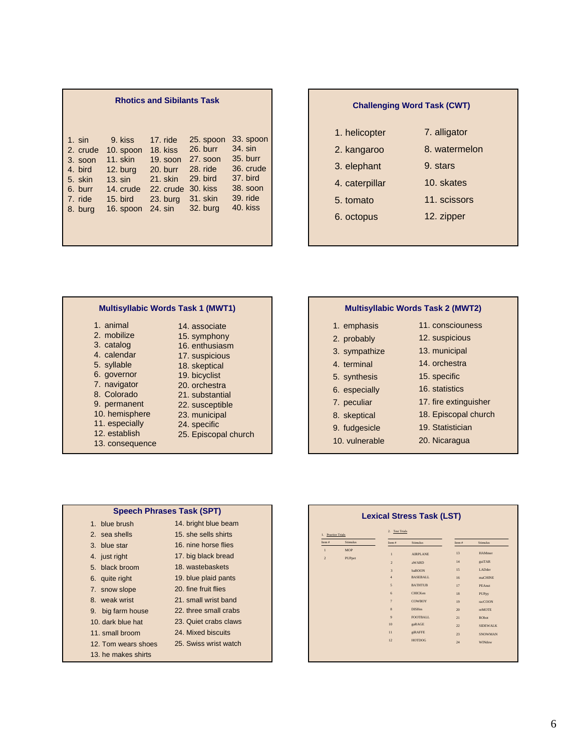## Rhotics and Sibilants Task

1. sin
2. crude
3. soon
4. bird
5. skin
6. burr
7. ride
8. burg
9. kiss
10. spoon
11. skin
12. burg
13. sin
14. crude
15. bird
16. spoon
17. ride
18. kiss
19. soon
20. burr
21. skin
22. crude
23. burg
24. sin
25. spoon
26. burr
27. soon
28. ride
29. bird
30. kiss
31. skin
32. burg
33. spoon
34. sin
35. burr
36. crude
37. bird
38. soon
39. ride
40. kiss

## Challenging Word Task (CWT)

1. helicopter
2. kangaroo
3. elephant
4. caterpillar
5. tomato
6. octopus
7. alligator
8. watermelon
9. stars
10. skates
11. scissors
12. zipper

## Multisyllabic Words Task 1 (MWT1)

1. animal
2. mobilize
3. catalog
4. calendar
5. syllable
6. governor
7. navigator
8. Colorado
9. permanent
10. hemisphere
11. especially
12. establish
13. consequence
14. associate
15. symphony
16. enthusiasm
17. suspicious
18. skeptical
19. bicyclist
20. orchestra
21. substantial
22. susceptible
23. municipal
24. specific
25. Episcopal church

## Multisyllabic Words Task 2 (MWT2)

1. emphasis
2. probably
3. sympathize
4. terminal
5. synthesis
6. especially
7. peculiar
8. skeptical
9. fudgesicle
10. vulnerable
11. consciousness
12. suspicious
13. municipal
14. orchestra
15. specific
16. statistics
17. fire extinguisher
18. Episcopal church
19. Statistician
20. Nicaragua

## Speech Phrases Task (SPT)

1. blue brush
2. sea shells
3. blue star
4. just right
5. black broom
6. quite right
7. snow slope
8. weak wrist
9. big farm house
10. dark blue hat
11. small broom
12. Tom wears shoes
13. he makes shirts
14. bright blue beam
15. she sells shirts
16. nine horse flies
17. big black bread
18. wastebaskets
19. blue plaid pants
20. fine fruit flies
21. small wrist band
22. three small crabs
23. Quiet crabs claws
24. Mixed biscuits
25. Swiss wrist watch

## Lexical Stress Task (LST)

1. Practice Trials

| Item # | Stimulus |
|---|---|
| 1 | MOP |
| 2 | PUPpet |

2. Test Trials

| Item # | Stimulus | Item # | Stimulus |
|---|---|---|---|
| 1 | AIRPLANE | 13 | HAMmer |
| 2 | aWARD | 14 | guiTAR |
| 3 | baBOON | 15 | LADder |
| 4 | BASEBALL | 16 | maCHINE |
| 5 | BATHTUB | 17 | PEAnut |
| 6 | CHICKen | 18 | PUPpy |
| 7 | COWBOY | 19 | racCOON |
| 8 | DISHes | 20 | reMOTE |
| 9 | FOOTBALL | 21 | RObot |
| 10 | gaRAGE | 22 | SIDEWALK |
| 11 | giRAFFE | 23 | SNOWMAN |
| 12 | HOTDOG | 24 | WINdow |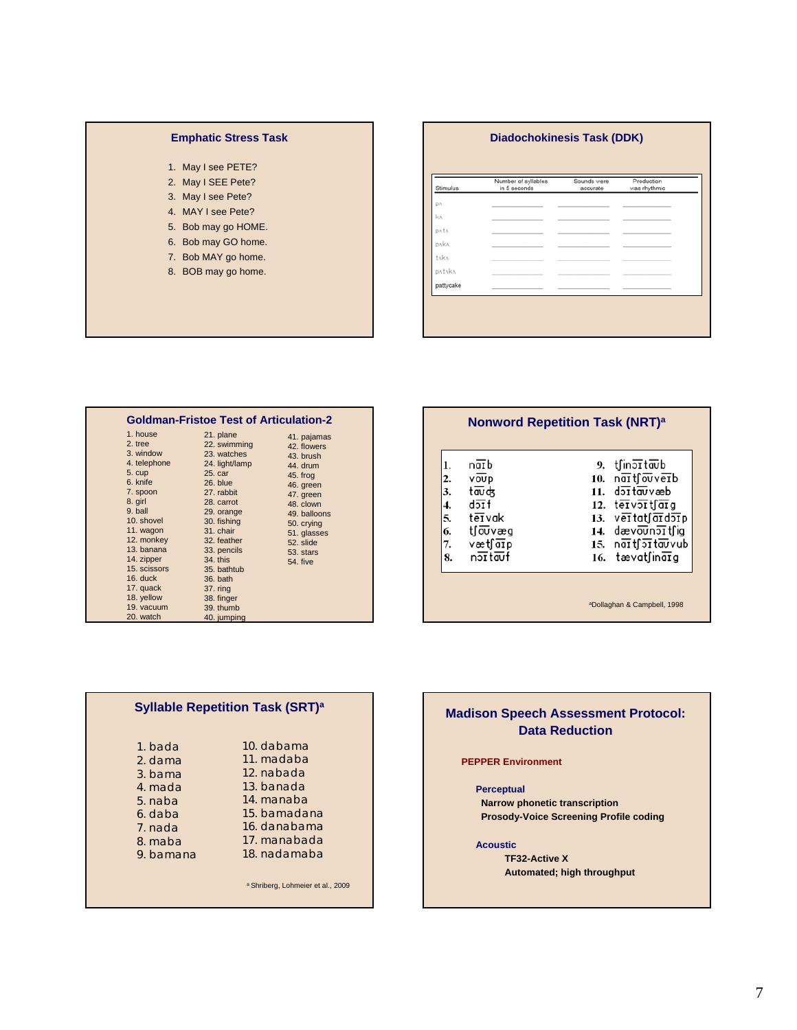## Emphatic Stress Task

1. May I see PETE?
2. May I SEE Pete?
3. May I see Pete?
4. MAY I see Pete?
5. Bob may go HOME.
6. Bob may GO home.
7. Bob MAY go home.
8. BOB may go home.

## Diadochokinesis Task (DDK)

| Stimulus | Number of syllables in 5 seconds | Sounds were accurate | Production was rhythmic |
|---|---|---|---|
| pʌ | | | |
| kʌ | | | |
| pʌtʌ | | | |
| pʌkʌ | | | |
| tʌkʌ | | | |
| pʌtʌkʌ | | | |
| pattycake | | | |

## Goldman-Fristoe Test of Articulation-2

1. house
2. tree
3. window
4. telephone
5. cup
6. knife
7. spoon
8. girl
9. ball
10. shovel
11. wagon
12. monkey
13. banana
14. zipper
15. scissors
16. duck
17. quack
18. yellow
19. vacuum
20. watch
21. plane
22. swimming
23. watches
24. light/lamp
25. car
26. blue
27. rabbit
28. carrot
29. orange
30. fishing
31. chair
32. feather
33. pencils
34. this
35. bathtub
36. bath
37. ring
38. finger
39. thumb
40. jumping
41. pajamas
42. flowers
43. brush
44. drum
45. frog
46. green
47. green
48. clown
49. balloons
50. crying
51. glasses
52. slide
53. stars
54. five

## Nonword Repetition Task (NRT)[a]

1. naɪb
2. voʊp
3. taʊdʒ
4. dɔɪf
5. teɪvak
6. tʃoʊvæg
7. vætʃaɪp
8. nɔɪtaʊf
9. tʃinɔɪtaʊb
10. naɪtʃoʊveɪb
11. dɔɪtaʊvæb
12. teɪvɔɪtʃaɪg
13. veɪtatʃaɪdɔɪp
14. dævoʊnɔɪtʃig
15. naɪtʃɔɪtaʊvub
16. tævatʃinaɪg

[a]Dollaghan & Campbell, 1998

## Syllable Repetition Task (SRT)[a]

1. bada
2. dama
3. bama
4. mada
5. naba
6. daba
7. nada
8. maba
9. bamana
10. dabama
11. madaba
12. nabada
13. banada
14. manaba
15. bamadana
16. danabama
17. manabada
18. nadamaba

[a] Shriberg, Lohmeier et al., 2009

## Madison Speech Assessment Protocol: Data Reduction

**PEPPER Environment**

**Perceptual**

- **Narrow phonetic transcription**
- **Prosody-Voice Screening Profile coding**

**Acoustic**

- **TF32-Active X**
- **Automated; high throughput**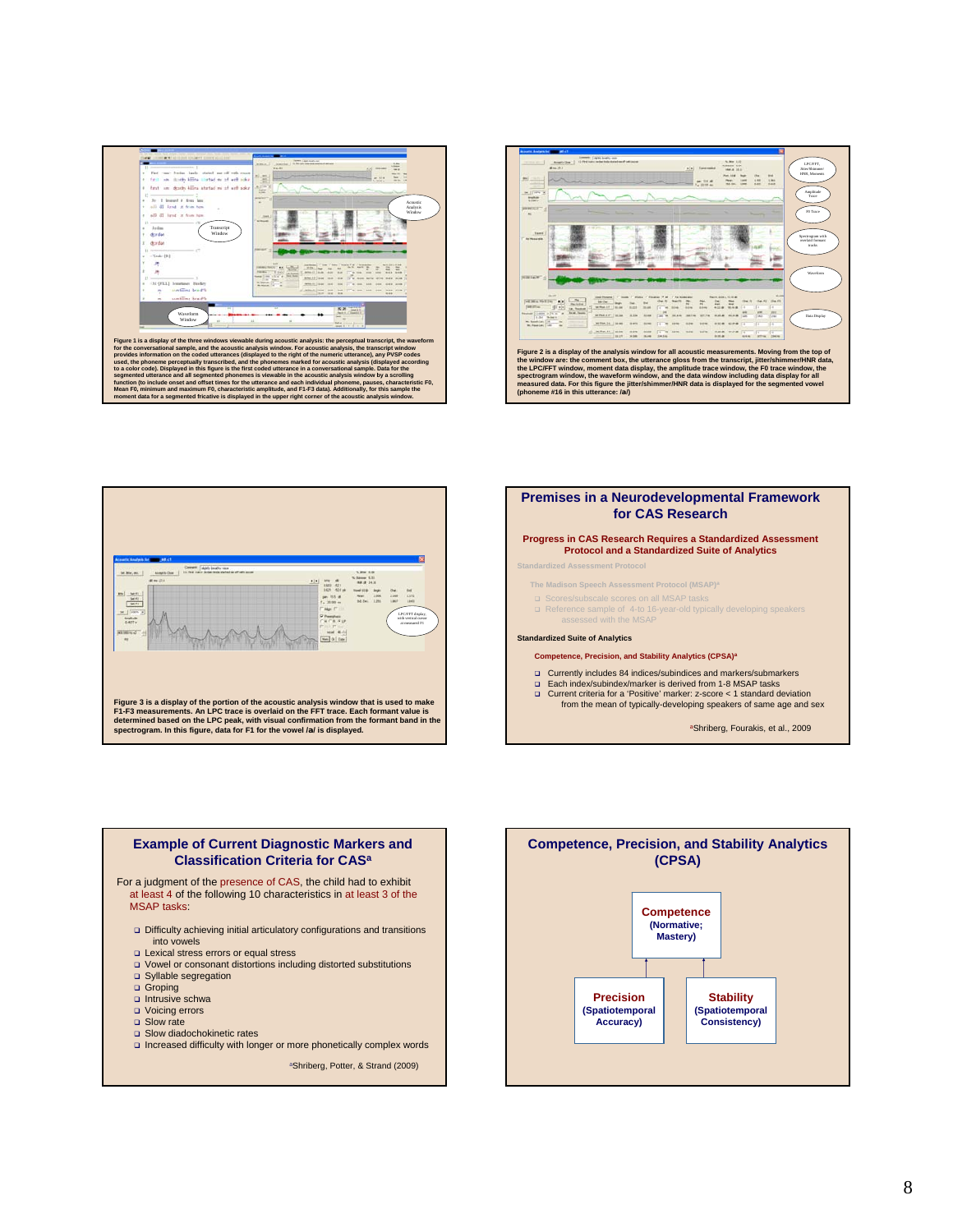Figure 1 is a display of the three windows viewable during acoustic analysis: the perceptual transcript, the waveform for the conversational sample, and the acoustic analysis window. For acoustic analysis, the transcript window provides information on the coded utterances (displayed to the right of the numeric utterance), any PVSP codes used, the phoneme perceptually transcribed, and the phonemes marked for acoustic analysis (displayed according to a color code). Displayed in this figure is the first coded utterance in a conversational sample. Data for the segmented utterance and all segmented phonemes is viewable in the acoustic analysis window by a scrolling function (to include onset and offset times for the utterance and each individual phoneme, pauses, characteristic F0, Mean F0, minimum and maximum F0, characteristic amplitude, and F1-F3 data). Additionally, for this sample the moment data for a segmented fricative is displayed in the upper right corner of the acoustic analysis window.

Figure 2 is a display of the analysis window for all acoustic measurements. Moving from the top of the window are: the comment box, the utterance gloss from the transcript, jitter/shimmer/HNR data, the LPC/FFT window, moment data display, the amplitude trace window, the F0 trace window, the spectrogram window, the waveform window, and the data window including data display for all measured data. For this figure the jitter/shimmer/HNR data is displayed for the segmented vowel (phoneme #16 in this utterance: /a/)

Figure 3 is a display of the portion of the acoustic analysis window that is used to make F1-F3 measurements. An LPC trace is overlaid on the FFT trace. Each formant value is determined based on the LPC peak, with visual confirmation from the formant band in the spectrogram. In this figure, data for F1 for the vowel /a/ is displayed.

## Premises in a Neurodevelopmental Framework for CAS Research

### Progress in CAS Research Requires a Standardized Assessment Protocol and a Standardized Suite of Analytics

Standardized Assessment Protocol

The Madison Speech Assessment Protocol (MSAP)[a]

- Scores/subscale scores on all MSAP tasks
- Reference sample of 4-to 16-year-old typically developing speakers assessed with the MSAP

**Standardized Suite of Analytics**

**Competence, Precision, and Stability Analytics (CPSA)[a]**

- Currently includes 84 indices/subindices and markers/submarkers
- Each index/subindex/marker is derived from 1-8 MSAP tasks
- Current criteria for a 'Positive' marker: z-score < 1 standard deviation from the mean of typically-developing speakers of same age and sex

[a]Shriberg, Fourakis, et al., 2009

## Example of Current Diagnostic Markers and Classification Criteria for CAS[a]

For a judgment of the presence of CAS, the child had to exhibit at least 4 of the following 10 characteristics in at least 3 of the MSAP tasks:

- Difficulty achieving initial articulatory configurations and transitions into vowels
- Lexical stress errors or equal stress
- Vowel or consonant distortions including distorted substitutions
- Syllable segregation
- Groping
- Intrusive schwa
- Voicing errors
- Slow rate
- Slow diadochokinetic rates
- Increased difficulty with longer or more phonetically complex words

[a]Shriberg, Potter, & Strand (2009)

## Competence, Precision, and Stability Analytics (CPSA)

**Competence** (Normative; Mastery)

**Precision** (Spatiotemporal Accuracy)

**Stability** (Spatiotemporal Consistency)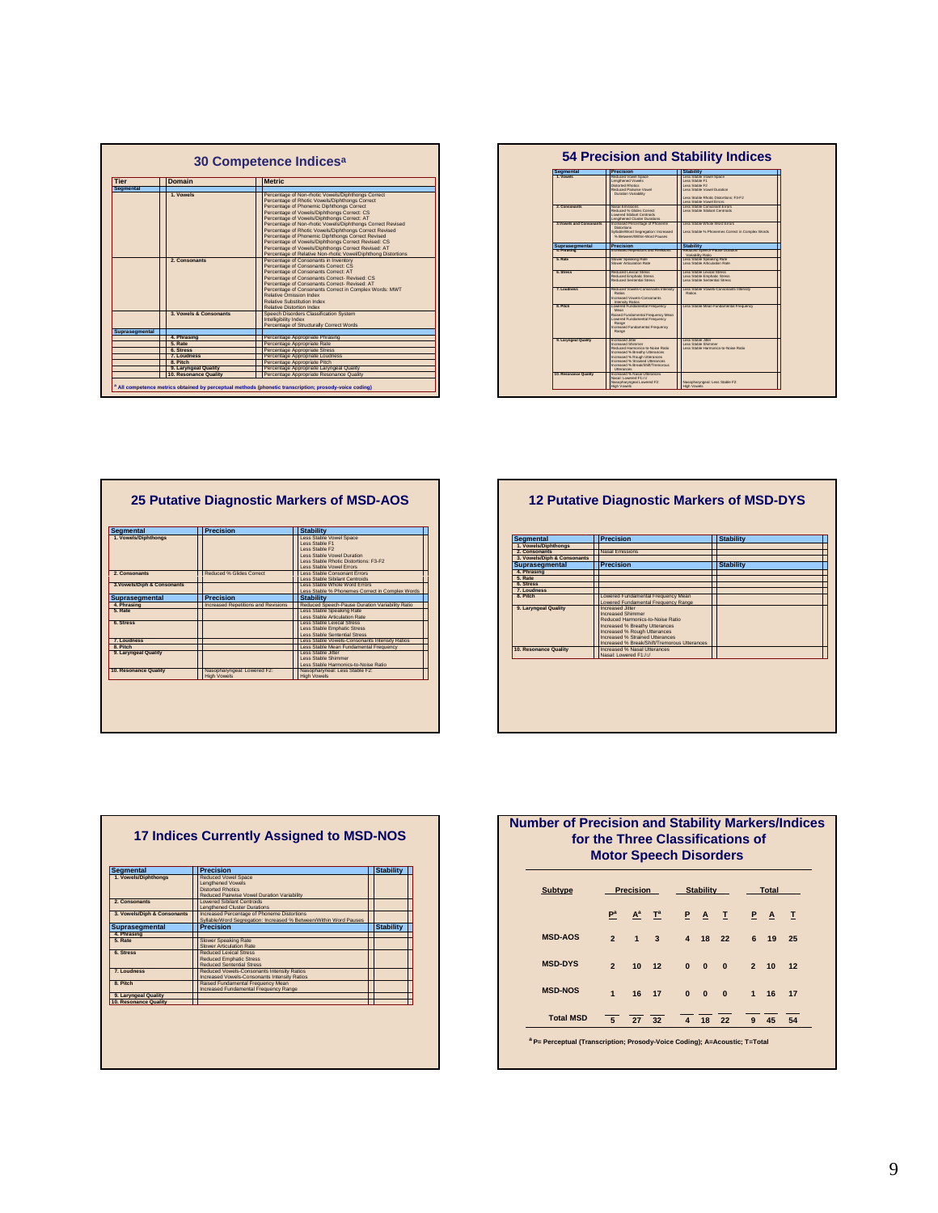## 30 Competence Indices[a]

| Tier | Domain | Metric |
|---|---|---|
| Segmental | | |
| | 1. Vowels | Percentage of Non-rhotic Vowels/Diphthongs Correct<br>Percentage of Rhotic Vowels/Diphthongs Correct<br>Percentage of Phonemic Diphthongs Correct<br>Percentage of Vowels/Diphthongs Correct: CS<br>Percentage of Vowels/Diphthongs Correct: AT<br>Percentage of Non-rhotic Vowels/Diphthongs Correct Revised<br>Percentage of Rhotic Vowels/Diphthongs Correct Revised<br>Percentage of Phonemic Diphthongs Correct Revised<br>Percentage of Vowels/Diphthongs Correct Revised: CS<br>Percentage of Vowels/Diphthongs Correct Revised: AT<br>Percentage of Relative Non-rhotic Vowel/Diphthong Distortions |
| | 2. Consonants | Percentage of Consonants in Inventory<br>Percentage of Consonants Correct: CS<br>Percentage of Consonants Correct: AT<br>Percentage of Consonants Correct- Revised: CS<br>Percentage of Consonants Correct- Revised: AT<br>Percentage of Consonants Correct in Complex Words: MWT<br>Relative Omission Index<br>Relative Substitution Index<br>Relative Distortion Index |
| | 3. Vowels & Consonants | Speech Disorders Classification System<br>Intelligibility Index<br>Percentage of Structurally Correct Words |
| Suprasegmental | | |
| | 4. Phrasing | Percentage Appropriate Phrasing |
| | 5. Rate | Percentage Appropriate Rate |
| | 6. Stress | Percentage Appropriate Stress |
| | 7. Loudness | Percentage Appropriate Loudness |
| | 8. Pitch | Percentage Appropriate Pitch |
| | 9. Laryngeal Quality | Percentage Appropriate Laryngeal Quality |
| | 10. Resonance Quality | Percentage Appropriate Resonance Quality |

[a] All competence metrics obtained by perceptual methods (phonetic transcription; prosody-voice coding)

## 54 Precision and Stability Indices

| Segmental | Precision | Stability |
|---|---|---|
| 1. Vowels | Reduced Vowel Space<br>Lengthened Vowels<br>Distorted Rhotics<br>Reduced Pairwise Vowel Duration Variability | Less Stable Vowel Space<br>Less Stable F1<br>Less Stable F2<br>Less Stable Vowel Duration<br>Less Stable Rhotic Distortions: F3-F2<br>Less Stable Vowel Errors |
| 2. Consonants | Nasal Emissions<br>Reduced % Glides Correct<br>Lowered Sibilant Centroids<br>Lengthened Cluster Durations | Less Stable Consonant Errors<br>Less Stable Sibilant Centroids |
| 3. Vowels and Consonants | Increased Percentage of Phoneme Distortions<br>Syllable/Word Segregation: Increased % Between/Within Word Pauses | Less Stable Whole Word Errors<br>Less Stable % Phonemes Correct in Complex Words |
| **Suprasegmental** | **Precision** | **Stability** |
| 4. Phrasing | Increased Repetitions and Revisions | Reduced Speech-Pause Duration Variability Ratio |
| 5. Rate | Slower Speaking Rate<br>Slower Articulation Rate | Less Stable Speaking Rate<br>Less Stable Articulation Rate |
| 6. Stress | Reduced Lexical Stress<br>Reduced Emphatic Stress<br>Reduced Sentential Stress | Less Stable Lexical Stress<br>Less Stable Emphatic Stress<br>Less Stable Sentential Stress |
| 7. Loudness | Reduced Vowels-Consonants Intensity Ratios<br>Increased Vowels-Consonants Intensity Ratios | Less Stable Vowels-Consonants Intensity Ratios |
| 8. Pitch | Lowered Fundamental Frequency Mean<br>Raised Fundamental Frequency Mean<br>Lowered Fundamental Frequency Range<br>Increased Fundamental Frequency Range | Less Stable Mean Fundamental Frequency |
| 9. Laryngeal Quality | Increased Jitter<br>Increased Shimmer<br>Reduced Harmonics-to-Noise Ratio<br>Increased % Breathy Utterances<br>Increased % Rough Utterances<br>Increased % Strained Utterances<br>Increased % Break/Shift/Tremorous Utterances | Less Stable Jitter<br>Less Stable Shimmer<br>Less Stable Harmonics-to-Noise Ratio |
| 10. Resonance Quality | Increased % Nasal Utterances<br>Nasal: Lowered F1 /i/<br>Nasopharyngeal: Lowered F2: High Vowels | Nasopharyngeal: Less Stable F2: High Vowels |

## 25 Putative Diagnostic Markers of MSD-AOS

| Segmental | Precision | Stability |
|---|---|---|
| 1. Vowels/Diphthongs | | Less Stable Vowel Space<br>Less Stable F1<br>Less Stable F2<br>Less Stable Vowel Duration<br>Less Stable Rhotic Distortions: F3-F2<br>Less Stable Vowel Errors |
| 2. Consonants | Reduced % Glides Correct | Less Stable Consonant Errors<br>Less Stable Sibilant Centroids |
| 3. Vowels/Diph & Consonants | | Less Stable Whole Word Errors<br>Less Stable % Phonemes Correct in Complex Words |
| **Suprasegmental** | **Precision** | **Stability** |
| 4. Phrasing | Increased Repetitions and Revisions | Reduced Speech-Pause Duration Variability Ratio |
| 5. Rate | | Less Stable Speaking Rate<br>Less Stable Articulation Rate |
| 6. Stress | | Less Stable Lexical Stress<br>Less Stable Emphatic Stress<br>Less Stable Sentential Stress |
| 7. Loudness | | Less Stable Vowels-Consonants Intensity Ratios |
| 8. Pitch | | Less Stable Mean Fundamental Frequency |
| 9. Laryngeal Quality | | Less Stable Jitter<br>Less Stable Shimmer<br>Less Stable Harmonics-to-Noise Ratio |
| 10. Resonance Quality | Nasopharyngeal: Lowered F2: High Vowels | Nasopharyngeal: Less Stable F2: High Vowels |

## 12 Putative Diagnostic Markers of MSD-DYS

| Segmental | Precision | Stability |
|---|---|---|
| 1. Vowels/Diphthongs | | |
| 2. Consonants | Nasal Emissions | |
| 3. Vowels/Diph & Consonants | | |
| **Suprasegmental** | **Precision** | **Stability** |
| 4. Phrasing | | |
| 5. Rate | | |
| 6. Stress | | |
| 7. Loudness | | |
| 8. Pitch | Lowered Fundamental Frequency Mean<br>Lowered Fundamental Frequency Range | |
| 9. Laryngeal Quality | Increased Jitter<br>Increased Shimmer<br>Reduced Harmonics-to-Noise Ratio<br>Increased % Breathy Utterances<br>Increased % Rough Utterances<br>Increased % Strained Utterances<br>Increased % Break/Shift/Tremorous Utterances | |
| 10. Resonance Quality | Increased % Nasal Utterances<br>Nasal: Lowered F1 /i/ | |

## 17 Indices Currently Assigned to MSD-NOS

| Segmental | Precision | Stability |
|---|---|---|
| 1. Vowels/Diphthongs | Reduced Vowel Space<br>Lengthened Vowels<br>Distorted Rhotics<br>Reduced Pairwise Vowel Duration Variability | |
| 2. Consonants | Lowered Sibilant Centroids<br>Lengthened Cluster Durations | |
| 3. Vowels/Diph & Consonants | Increased Percentage of Phoneme Distortions<br>Syllable/Word Segregation: Increased % Between/Within Word Pauses | |
| **Suprasegmental** | **Precision** | **Stability** |
| 4. Phrasing | | |
| 5. Rate | Slower Speaking Rate<br>Slower Articulation Rate | |
| 6. Stress | Reduced Lexical Stress<br>Reduced Emphatic Stress<br>Reduced Sentential Stress | |
| 7. Loudness | Reduced Vowels-Consonants Intensity Ratios<br>Increased Vowels-Consonants Intensity Ratios | |
| 8. Pitch | Raised Fundamental Frequency Mean<br>Increased Fundamental Frequency Range | |
| 9. Laryngeal Quality | | |
| 10. Resonance Quality | | |

## Number of Precision and Stability Markers/Indices for the Three Classifications of Motor Speech Disorders

| Subtype | Precision | | | Stability | | | Total | | |
|---|---|---|---|---|---|---|---|---|---|
| | P[a] | A[a] | T[a] | P | A | T | P | A | T |
| MSD-AOS | 2 | 1 | 3 | 4 | 18 | 22 | 6 | 19 | 25 |
| MSD-DYS | 2 | 10 | 12 | 0 | 0 | 0 | 2 | 10 | 12 |
| MSD-NOS | 1 | 16 | 17 | 0 | 0 | 0 | 1 | 16 | 17 |
| Total MSD | 5 | 27 | 32 | 4 | 18 | 22 | 9 | 45 | 54 |

[a] P= Perceptual (Transcription; Prosody-Voice Coding); A=Acoustic; T=Total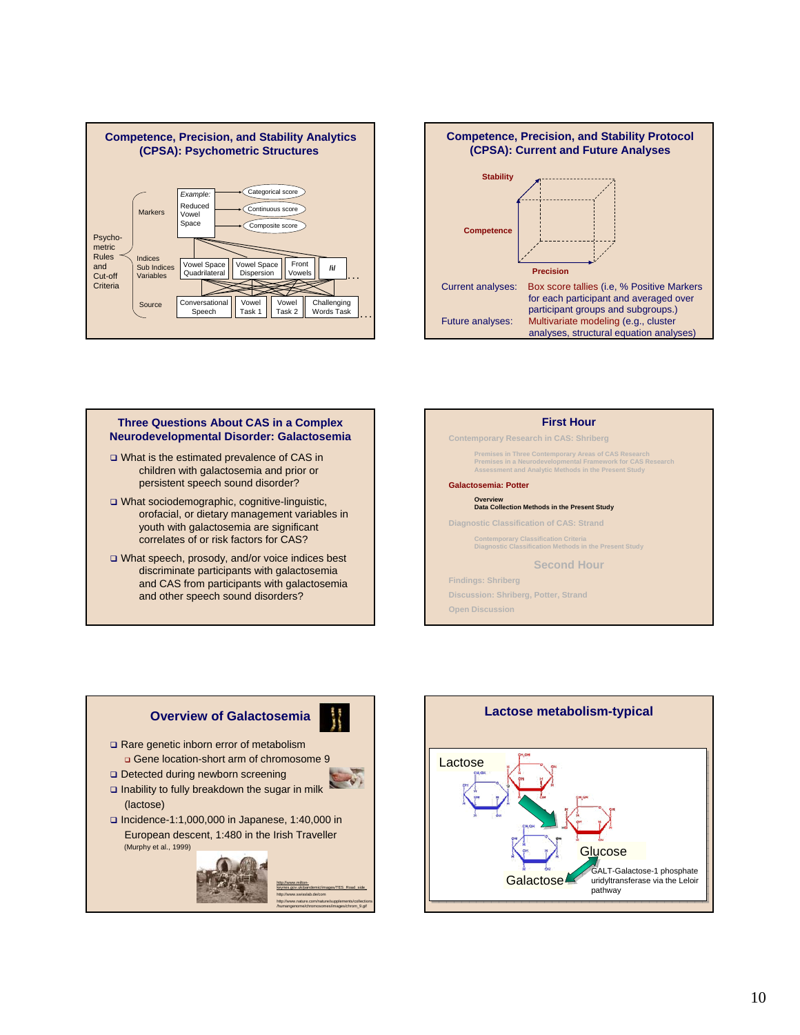## Competence, Precision, and Stability Analytics (CPSA): Psychometric Structures

Psycho-metric Rules and Cut-off Criteria

- Markers
  - *Example:* Reduced Vowel Space
    - Categorical score
    - Continuous score
    - Composite score
- Indices / Sub Indices / Variables
  - Vowel Space Quadrilateral
  - Vowel Space Dispersion
  - Front Vowels
  - /i/
  - …
- Source
  - Conversational Speech
  - Vowel Task 1
  - Vowel Task 2
  - Challenging Words Task
  - …

## Competence, Precision, and Stability Protocol (CPSA): Current and Future Analyses

Stability — Competence — Precision

Current analyses: Box score tallies (i.e, % Positive Markers for each participant and averaged over participant groups and subgroups.)

Future analyses: Multivariate modeling (e.g., cluster analyses, structural equation analyses)

## Three Questions About CAS in a Complex Neurodevelopmental Disorder: Galactosemia

- What is the estimated prevalence of CAS in children with galactosemia and prior or persistent speech sound disorder?
- What sociodemographic, cognitive-linguistic, orofacial, or dietary management variables in youth with galactosemia are significant correlates of or risk factors for CAS?
- What speech, prosody, and/or voice indices best discriminate participants with galactosemia and CAS from participants with galactosemia and other speech sound disorders?

## First Hour

Contemporary Research in CAS: Shriberg

- Premises in Three Contemporary Areas of CAS Research
- Premises in a Neurodevelopmental Framework for CAS Research
- Assessment and Analytic Methods in the Present Study

**Galactosemia: Potter**

- **Overview**
- **Data Collection Methods in the Present Study**

Diagnostic Classification of CAS: Strand

- Contemporary Classification Criteria
- Diagnostic Classification Methods in the Present Study

## Second Hour

Findings: Shriberg

Discussion: Shriberg, Potter, Strand

Open Discussion

## Overview of Galactosemia

- Rare genetic inborn error of metabolism
  - Gene location-short arm of chromosome 9
- Detected during newborn screening
- Inability to fully breakdown the sugar in milk (lactose)
- Incidence-1:1,000,000 in Japanese, 1:40,000 in European descent, 1:480 in the Irish Traveller (Murphy et al., 1999)

http://www.milton-keynes.gov.uk/pandemic/images/TES_Road_side_
http://www.swisslab.de/com
http://www.nature.com/nature/supplements/collections/humangenome/chromosomes/images/chrom_9.gif

## Lactose metabolism-typical

Lactose

Glucose

Galactose

GALT-Galactose-1 phosphate uridyltransferase via the Leloir pathway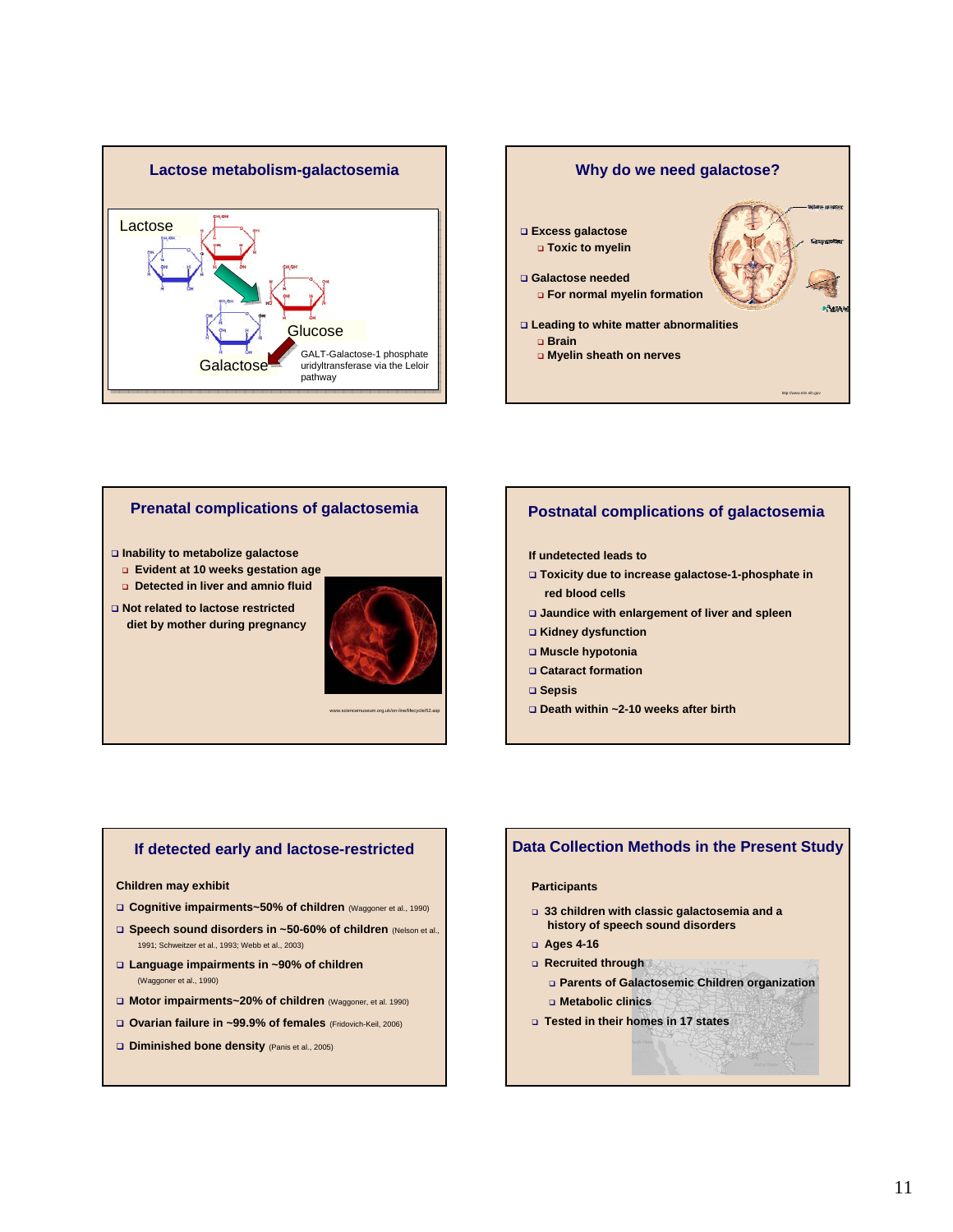## Lactose metabolism-galactosemia

Lactose

Glucose

Galactose

GALT-Galactose-1 phosphate uridyltransferase via the Leloir pathway

## Why do we need galactose?

- Excess galactose
  - Toxic to myelin
- Galactose needed
  - For normal myelin formation
- Leading to white matter abnormalities
  - Brain
  - Myelin sheath on nerves

## Prenatal complications of galactosemia

- Inability to metabolize galactose
  - Evident at 10 weeks gestation age
  - Detected in liver and amnio fluid
- Not related to lactose restricted diet by mother during pregnancy

www.sciencemuseum.org.uk/on-line/lifecycle/52.asp

## Postnatal complications of galactosemia

If undetected leads to

- Toxicity due to increase galactose-1-phosphate in red blood cells
- Jaundice with enlargement of liver and spleen
- Kidney dysfunction
- Muscle hypotonia
- Cataract formation
- Sepsis
- Death within ~2-10 weeks after birth

## If detected early and lactose-restricted

Children may exhibit

- Cognitive impairments~50% of children (Waggoner et al., 1990)
- Speech sound disorders in ~50-60% of children (Nelson et al., 1991; Schweitzer et al., 1993; Webb et al., 2003)
- Language impairments in ~90% of children (Waggoner et al., 1990)
- Motor impairments~20% of children (Waggoner, et al. 1990)
- Ovarian failure in ~99.9% of females (Fridovich-Keil, 2006)
- Diminished bone density (Panis et al., 2005)

## Data Collection Methods in the Present Study

Participants

- 33 children with classic galactosemia and a history of speech sound disorders
- Ages 4-16
- Recruited through
  - Parents of Galactosemic Children organization
  - Metabolic clinics
- Tested in their homes in 17 states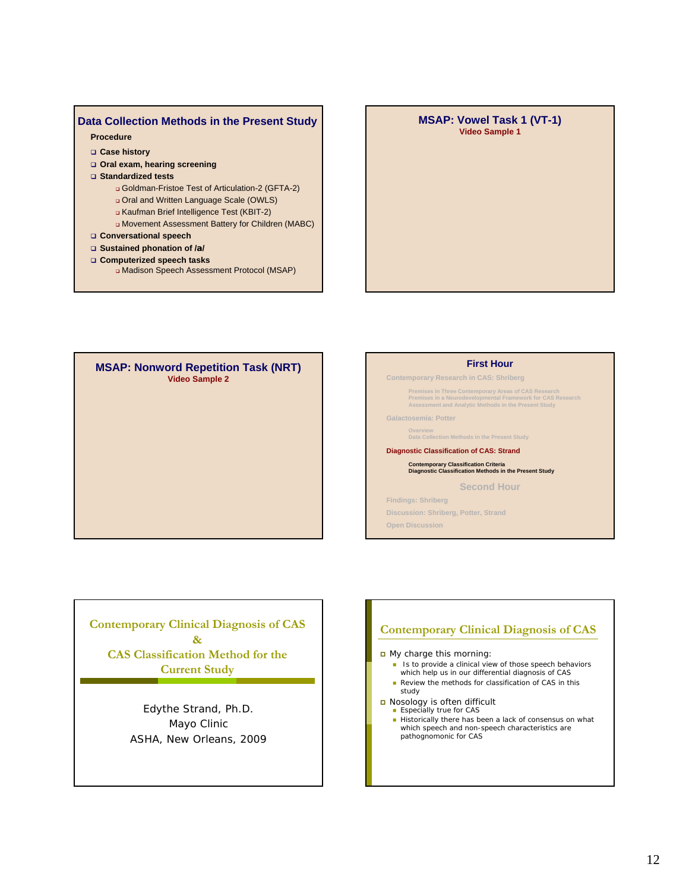## Data Collection Methods in the Present Study

**Procedure**

- **Case history**
- **Oral exam, hearing screening**
- **Standardized tests**
  - Goldman-Fristoe Test of Articulation-2 (GFTA-2)
  - Oral and Written Language Scale (OWLS)
  - Kaufman Brief Intelligence Test (KBIT-2)
  - Movement Assessment Battery for Children (MABC)
- **Conversational speech**
- **Sustained phonation of /a/**
- **Computerized speech tasks**
  - Madison Speech Assessment Protocol (MSAP)

## MSAP: Vowel Task 1 (VT-1)

**Video Sample 1**

## MSAP: Nonword Repetition Task (NRT)

**Video Sample 2**

## First Hour

Contemporary Research in CAS: Shriberg

- Premises in Three Contemporary Areas of CAS Research
- Premises in a Neurodevelopmental Framework for CAS Research
- Assessment and Analytic Methods in the Present Study

Galactosemia: Potter

- Overview
- Data Collection Methods in the Present Study

**Diagnostic Classification of CAS: Strand**

- **Contemporary Classification Criteria**
- **Diagnostic Classification Methods in the Present Study**

## Second Hour

Findings: Shriberg

Discussion: Shriberg, Potter, Strand

Open Discussion

## Contemporary Clinical Diagnosis of CAS & CAS Classification Method for the Current Study

Edythe Strand, Ph.D.

Mayo Clinic

ASHA, New Orleans, 2009

## Contemporary Clinical Diagnosis of CAS

- My charge this morning:
  - Is to provide a clinical view of those speech behaviors which help us in our differential diagnosis of CAS
  - Review the methods for classification of CAS in this study
- Nosology is often difficult
  - Especially true for CAS
  - Historically there has been a lack of consensus on what which speech and non-speech characteristics are pathognomonic for CAS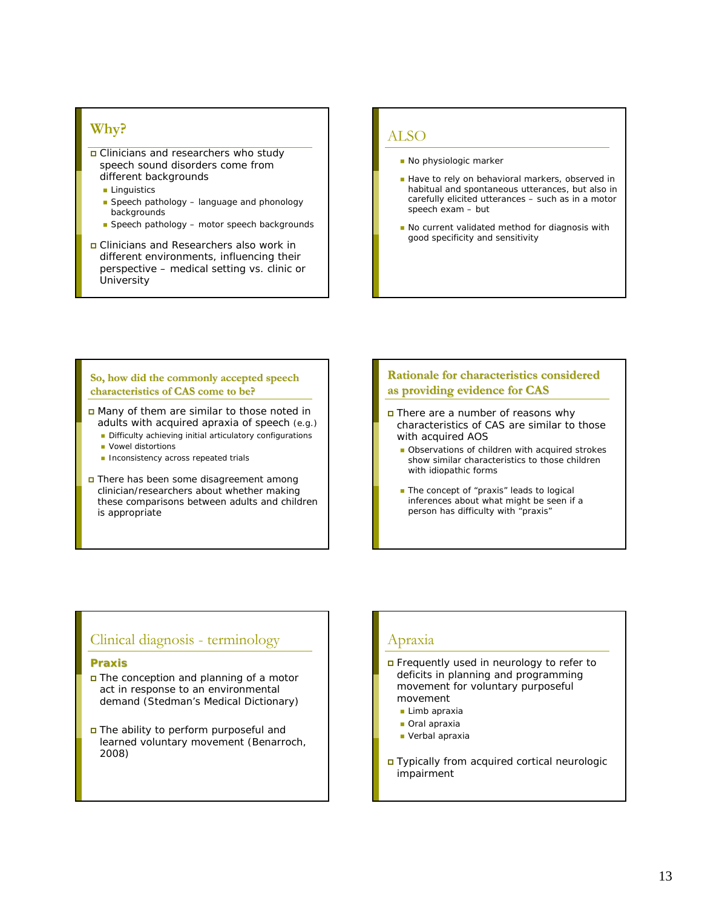## Why?

- Clinicians and researchers who study speech sound disorders come from different backgrounds
  - Linguistics
  - Speech pathology – language and phonology backgrounds
  - Speech pathology – motor speech backgrounds
- Clinicians and Researchers also work in different environments, influencing their perspective – medical setting vs. clinic or University

## ALSO

- No physiologic marker
- Have to rely on behavioral markers, observed in habitual and spontaneous utterances, but also in carefully elicited utterances – such as in a motor speech exam – but
- No current validated method for diagnosis with good specificity and sensitivity

## So, how did the commonly accepted speech characteristics of CAS come to be?

- Many of them are similar to those noted in adults with acquired apraxia of speech (e.g.)
  - Difficulty achieving initial articulatory configurations
  - Vowel distortions
  - Inconsistency across repeated trials
- There has been some disagreement among clinician/researchers about whether making these comparisons between adults and children is appropriate

## Rationale for characteristics considered as providing evidence for CAS

- There are a number of reasons why characteristics of CAS are similar to those with acquired AOS
  - Observations of children with acquired strokes show similar characteristics to those children with idiopathic forms
  - The concept of "praxis" leads to logical inferences about what might be seen if a person has difficulty with "praxis"

## Clinical diagnosis - terminology

**Praxis**

- The conception and planning of a motor act in response to an environmental demand (Stedman's Medical Dictionary)
- The ability to perform purposeful and learned voluntary movement (Benarroch, 2008)

## Apraxia

- Frequently used in neurology to refer to deficits in planning and programming movement for voluntary purposeful movement
  - Limb apraxia
  - Oral apraxia
  - Verbal apraxia
- Typically from acquired cortical neurologic impairment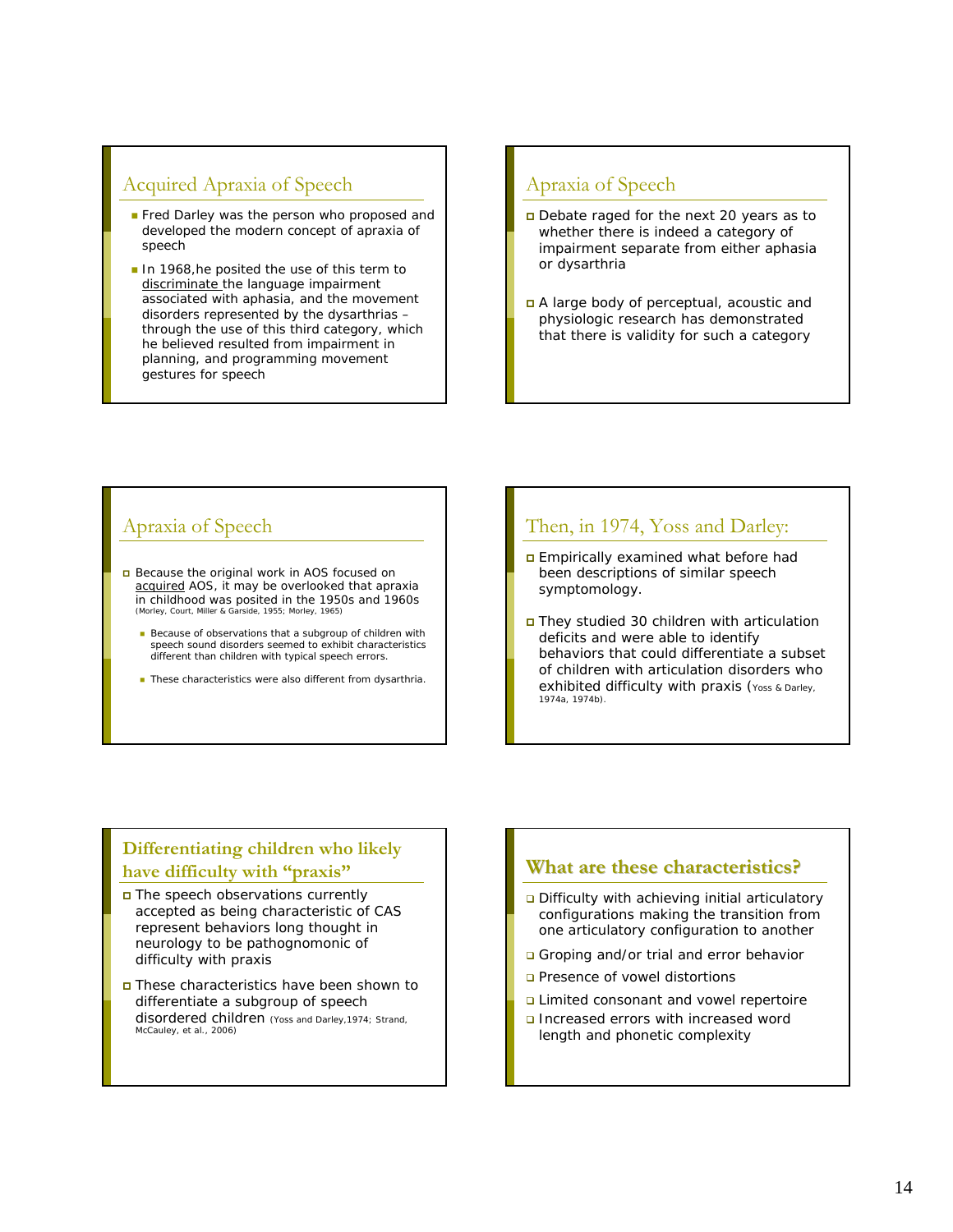## Acquired Apraxia of Speech

- Fred Darley was the person who proposed and developed the modern concept of apraxia of speech
- In 1968,he posited the use of this term to discriminate the language impairment associated with aphasia, and the movement disorders represented by the dysarthrias – through the use of this third category, which he believed resulted from impairment in planning, and programming movement gestures for speech

## Apraxia of Speech

- Debate raged for the next 20 years as to whether there is indeed a category of impairment separate from either aphasia or dysarthria
- A large body of perceptual, acoustic and physiologic research has demonstrated that there is validity for such a category

## Apraxia of Speech

- Because the original work in AOS focused on acquired AOS, it may be overlooked that apraxia in childhood was posited in the 1950s and 1960s (Morley, Court, Miller & Garside, 1955; Morley, 1965)
  - Because of observations that a subgroup of children with speech sound disorders seemed to exhibit characteristics different than children with typical speech errors.
  - These characteristics were also different from dysarthria.

## Then, in 1974, Yoss and Darley:

- Empirically examined what before had been descriptions of similar speech symptomology.
- They studied 30 children with articulation deficits and were able to identify behaviors that could differentiate a subset of children with articulation disorders who exhibited difficulty with praxis (Yoss & Darley, 1974a, 1974b).

## Differentiating children who likely have difficulty with "praxis"

- The speech observations currently accepted as being characteristic of CAS represent behaviors long thought in neurology to be pathognomonic of difficulty with praxis
- These characteristics have been shown to differentiate a subgroup of speech disordered children (Yoss and Darley,1974; Strand, McCauley, et al., 2006)

## What are these characteristics?

- Difficulty with achieving initial articulatory configurations making the transition from one articulatory configuration to another
- Groping and/or trial and error behavior
- Presence of vowel distortions
- Limited consonant and vowel repertoire
- Increased errors with increased word length and phonetic complexity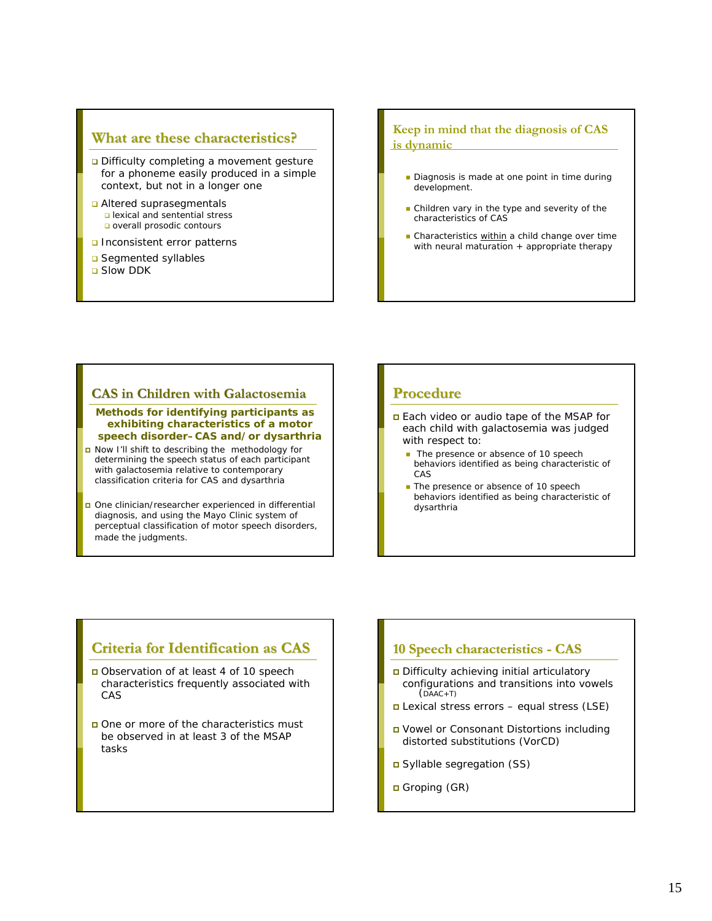## What are these characteristics?

- Difficulty completing a movement gesture for a phoneme easily produced in a simple context, but not in a longer one
- Altered suprasegmentals
  - lexical and sentential stress
  - overall prosodic contours
- Inconsistent error patterns
- Segmented syllables
- Slow DDK

## Keep in mind that the diagnosis of CAS is dynamic

- Diagnosis is made at one point in time during development.
- Children vary in the type and severity of the characteristics of CAS
- Characteristics within a child change over time with neural maturation + appropriate therapy

## CAS in Children with Galactosemia

**Methods for identifying participants as exhibiting characteristics of a motor speech disorder–CAS and/or dysarthria**

- Now I'll shift to describing the methodology for determining the speech status of each participant with galactosemia relative to contemporary classification criteria for CAS and dysarthria
- One clinician/researcher experienced in differential diagnosis, and using the Mayo Clinic system of perceptual classification of motor speech disorders, made the judgments.

## Procedure

- Each video or audio tape of the MSAP for each child with galactosemia was judged with respect to:
  - The presence or absence of 10 speech behaviors identified as being characteristic of CAS
  - The presence or absence of 10 speech behaviors identified as being characteristic of dysarthria

## Criteria for Identification as CAS

- Observation of at least 4 of 10 speech characteristics frequently associated with CAS
- One or more of the characteristics must be observed in at least 3 of the MSAP tasks

## 10 Speech characteristics - CAS

- Difficulty achieving initial articulatory configurations and transitions into vowels (DAAC+T)
- Lexical stress errors – equal stress (LSE)
- Vowel or Consonant Distortions including distorted substitutions (VorCD)
- Syllable segregation (SS)
- Groping (GR)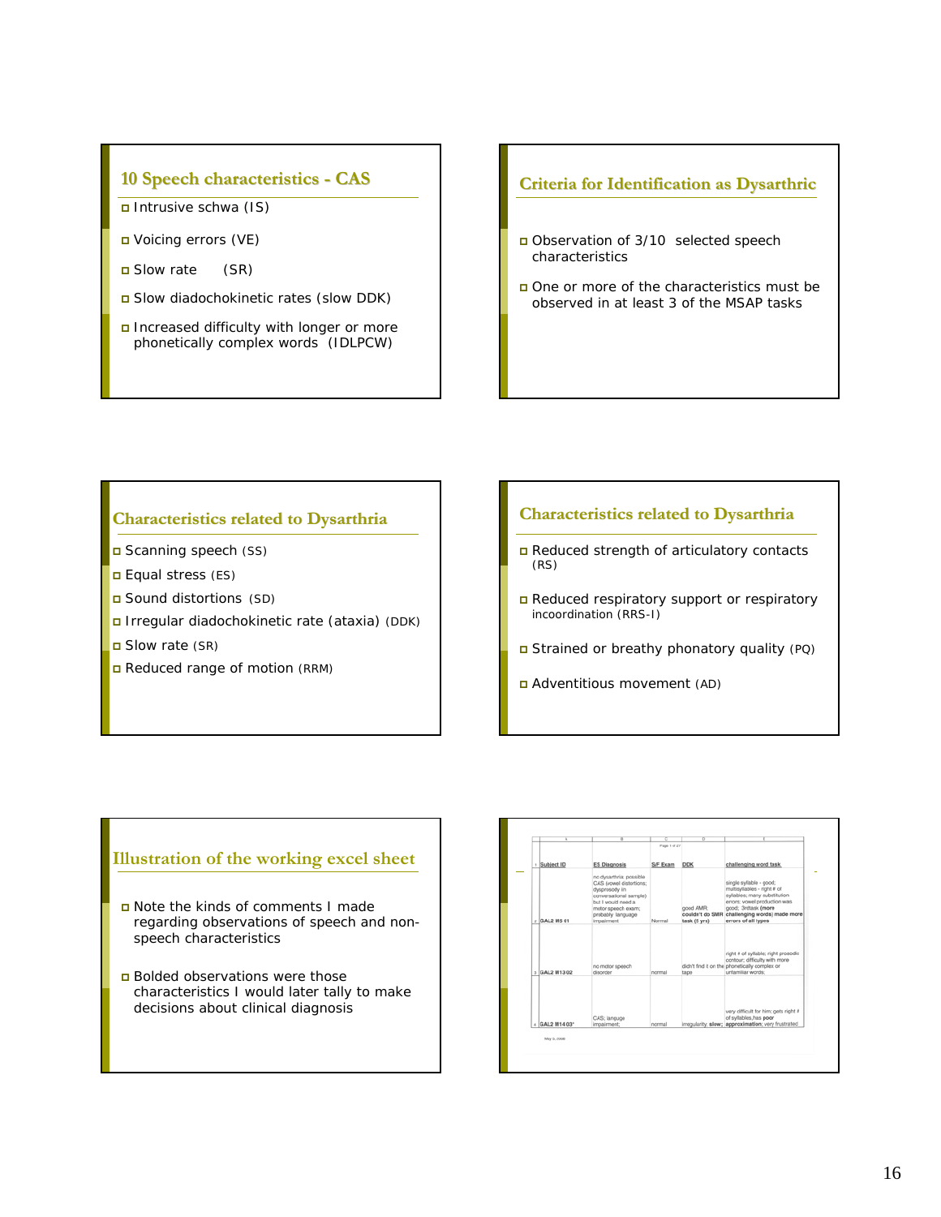## 10 Speech characteristics - CAS

- Intrusive schwa (IS)
- Voicing errors (VE)
- Slow rate (SR)
- Slow diadochokinetic rates (slow DDK)
- Increased difficulty with longer or more phonetically complex words (IDLPCW)

## Criteria for Identification as Dysarthric

- Observation of 3/10 selected speech characteristics
- One or more of the characteristics must be observed in at least 3 of the MSAP tasks

## Characteristics related to Dysarthria

- Scanning speech (SS)
- Equal stress (ES)
- Sound distortions (SD)
- Irregular diadochokinetic rate (ataxia) (DDK)
- Slow rate (SR)
- Reduced range of motion (RRM)

## Characteristics related to Dysarthria

- Reduced strength of articulatory contacts (RS)
- Reduced respiratory support or respiratory incoordination (RRS-I)
- Strained or breathy phonatory quality (PQ)
- Adventitious movement (AD)

## Illustration of the working excel sheet

- Note the kinds of comments I made regarding observations of speech and non-speech characteristics
- Bolded observations were those characteristics I would later tally to make decisions about clinical diagnosis

| Subject ID | ES Diagnosis | S/F Exam | DDK | challenging word task |
|---|---|---|---|---|
| GAL2 M5 01 | no dysarthria; possible CAS (vowel distortions; dysprosody in conversational sample) but I would need a motor speech exam; probably language impairment | Normal | good AMR; **couldn't do SMR task (5 yrs)** | single syllable - good; multisyllables - right # of syllables; many substitution errors; vowel production was good; 3rd task (**more challenging words**) made more **errors of all types** |
| GAL2 M13 02 | no motor speech disorder | normal | didn't find it on the tape | right # of syllable; right prosodic contour; difficulty with more phonetically complex or unfamiliar words; |
| GAL2 M14 03* | CAS; language impairment; | normal | irregularity, **slow**; | very difficult for him; gets right # of syllables, has **poor approximation**; very frustrated |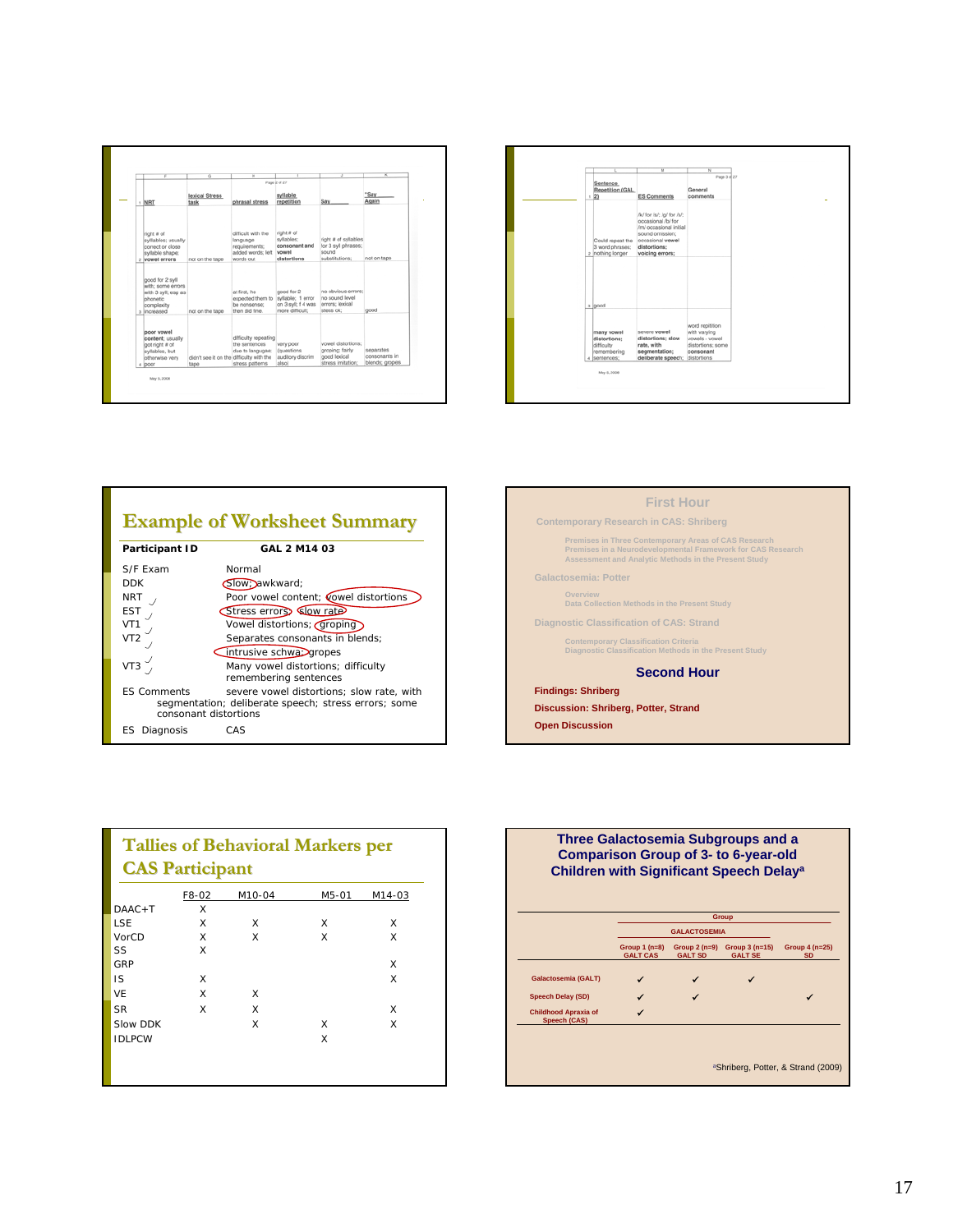| | F | G | H | I | J | K |
|---|---|---|---|---|---|---|
| 1 | NRT | lexical Stress task | phrasal stress | syllable repetition | Say ___ | "Say ___ Again |
| 2 | right # of syllables; usually correct or close syllable shape; vowel errors | not on the tape | difficult with the language requirements; added words; left words out | right # of syllables; consonant and vowel distortions | right # of syllables for 3 syl phrases; sound substitutions; | not on tape |
| 3 | good for 2 syll with; some errors with 3 syll, esp as phonetic complexity increased | not on the tape | at first, he expected them to be nonsense; then did fine | good for 2 syllable; 1 error on 3 syll; f 4 was more difficult; | no obvious errors; no sound level errors; lexical stess ok; | good |
| 4 | poor vowel content; usually got right # of syllables, but otherwise very poor | didn't see it on the tape | difficulty repeating the sentences due to language; difficulty with the stress patterns | very poor (questions auditory discrim also) | vowel distortions; groping; fairly good lexical stress imitation; | separates consonants in blends; gropes |

| | L | M | N |
|---|---|---|---|
| 1 | Sentence Repetition (GAL 2) | ES Comments | General comments |
| 2 | Could repeat the 3 word phrases; nothing longer | /k/ for /s/; /g/ for /s/; occasional /b/ for /m/ occasional initial sound omission; occasional vowel distortions; voicing errors; | |
| 3 | good | | |
| 4 | many vowel distortions; difficulty remembering sentences; | severe vowel distortions; slow rate, with segmentation; deliberate speech; | word repitition with varying vowels - vowel distortions; some consonant distortions |

## Example of Worksheet Summary

| Participant ID | GAL 2 M14 03 |
|---|---|
| S/F Exam | Normal |
| DDK | Slow; awkward; |
| NRT | Poor vowel content; vowel distortions |
| EST | Stress errors; slow rate |
| VT1 | Vowel distortions; groping |
| VT2 | Separates consonants in blends; intrusive schwa; gropes |
| VT3 | Many vowel distortions; difficulty remembering sentences |
| ES Comments | severe vowel distortions; slow rate, with segmentation; deliberate speech; stress errors; some consonant distortions |
| ES Diagnosis | CAS |

## First Hour

Contemporary Research in CAS: Shriberg

- Premises in Three Contemporary Areas of CAS Research
- Premises in a Neurodevelopmental Framework for CAS Research
- Assessment and Analytic Methods in the Present Study

Galactosemia: Potter

- Overview
- Data Collection Methods in the Present Study

Diagnostic Classification of CAS: Strand

- Contemporary Classification Criteria
- Diagnostic Classification Methods in the Present Study

## Second Hour

**Findings: Shriberg**

**Discussion: Shriberg, Potter, Strand**

**Open Discussion**

## Tallies of Behavioral Markers per CAS Participant

| | F8-02 | M10-04 | M5-01 | M14-03 |
|---|---|---|---|---|
| DAAC+T | X | | | |
| LSE | X | X | X | X |
| VorCD | X | X | X | X |
| SS | X | | | |
| GRP | | | | X |
| IS | X | | | X |
| VE | X | X | | |
| SR | X | X | | X |
| Slow DDK | | X | X | X |
| IDLPCW | | | X | |

## Three Galactosemia Subgroups and a Comparison Group of 3- to 6-year-old Children with Significant Speech Delay[a]

| | Group | | | |
|---|---|---|---|---|
| | GALACTOSEMIA | | | |
| | Group 1 (n=8) GALT CAS | Group 2 (n=9) GALT SD | Group 3 (n=15) GALT SE | Group 4 (n=25) SD |
| Galactosemia (GALT) | ✓ | ✓ | ✓ | |
| Speech Delay (SD) | ✓ | ✓ | | ✓ |
| Childhood Apraxia of Speech (CAS) | ✓ | | | |

[a]Shriberg, Potter, & Strand (2009)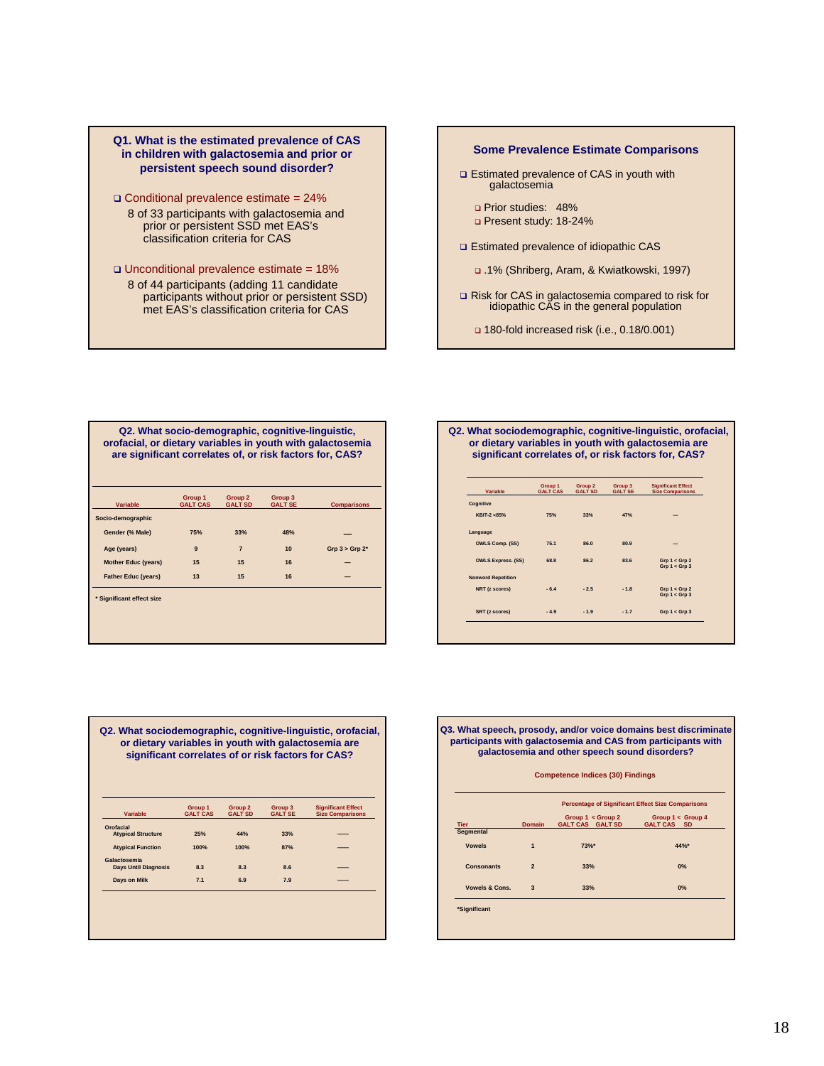## Q1. What is the estimated prevalence of CAS in children with galactosemia and prior or persistent speech sound disorder?

- Conditional prevalence estimate = 24%
  - 8 of 33 participants with galactosemia and prior or persistent SSD met EAS's classification criteria for CAS
- Unconditional prevalence estimate = 18%
  - 8 of 44 participants (adding 11 candidate participants without prior or persistent SSD) met EAS's classification criteria for CAS

## Some Prevalence Estimate Comparisons

- Estimated prevalence of CAS in youth with galactosemia
  - Prior studies: 48%
  - Present study: 18-24%
- Estimated prevalence of idiopathic CAS
  - .1% (Shriberg, Aram, & Kwiatkowski, 1997)
- Risk for CAS in galactosemia compared to risk for idiopathic CAS in the general population
  - 180-fold increased risk (i.e., 0.18/0.001)

## Q2. What socio-demographic, cognitive-linguistic, orofacial, or dietary variables in youth with galactosemia are significant correlates of, or risk factors for, CAS?

| Variable | Group 1 GALT CAS | Group 2 GALT SD | Group 3 GALT SE | Comparisons |
|---|---|---|---|---|
| Socio-demographic | | | | |
| Gender (% Male) | 75% | 33% | 48% | — |
| Age (years) | 9 | 7 | 10 | Grp 3 > Grp 2* |
| Mother Educ (years) | 15 | 15 | 16 | — |
| Father Educ (years) | 13 | 15 | 16 | — |

\* Significant effect size

## Q2. What sociodemographic, cognitive-linguistic, orofacial, or dietary variables in youth with galactosemia are significant correlates of, or risk factors for, CAS?

| Variable | Group 1 GALT CAS | Group 2 GALT SD | Group 3 GALT SE | Significant Effect Size Comparisons |
|---|---|---|---|---|
| Cognitive | | | | |
| KBIT-2 <85% | 75% | 33% | 47% | — |
| Language | | | | |
| OWLS Comp. (SS) | 75.1 | 86.0 | 80.9 | — |
| OWLS Express. (SS) | 68.8 | 86.2 | 83.6 | Grp 1 < Grp 2<br>Grp 1 < Grp 3 |
| Nonword Repetition | | | | |
| NRT (z scores) | - 6.4 | - 2.5 | - 1.8 | Grp 1 < Grp 2<br>Grp 1 < Grp 3 |
| SRT (z scores) | - 4.9 | - 1.9 | - 1.7 | Grp 1 < Grp 3 |

## Q2. What sociodemographic, cognitive-linguistic, orofacial, or dietary variables in youth with galactosemia are significant correlates of or risk factors for CAS?

| Variable | Group 1 GALT CAS | Group 2 GALT SD | Group 3 GALT SE | Significant Effect Size Comparisons |
|---|---|---|---|---|
| Orofacial | | | | |
| Atypical Structure | 25% | 44% | 33% | — |
| Atypical Function | 100% | 100% | 87% | — |
| Galactosemia | | | | |
| Days Until Diagnosis | 8.3 | 8.3 | 8.6 | — |
| Days on Milk | 7.1 | 6.9 | 7.9 | — |

## Q3. What speech, prosody, and/or voice domains best discriminate participants with galactosemia and CAS from participants with galactosemia and other speech sound disorders?

Competence Indices (30) Findings

| Tier | Domain | Percentage of Significant Effect Size Comparisons: Group 1 < Group 2 (GALT CAS, GALT SD) | Group 1 < Group 4 (GALT CAS, SD) |
|---|---|---|---|
| Segmental | | | |
| Vowels | 1 | 73%* | 44%* |
| Consonants | 2 | 33% | 0% |
| Vowels & Cons. | 3 | 33% | 0% |

\*Significant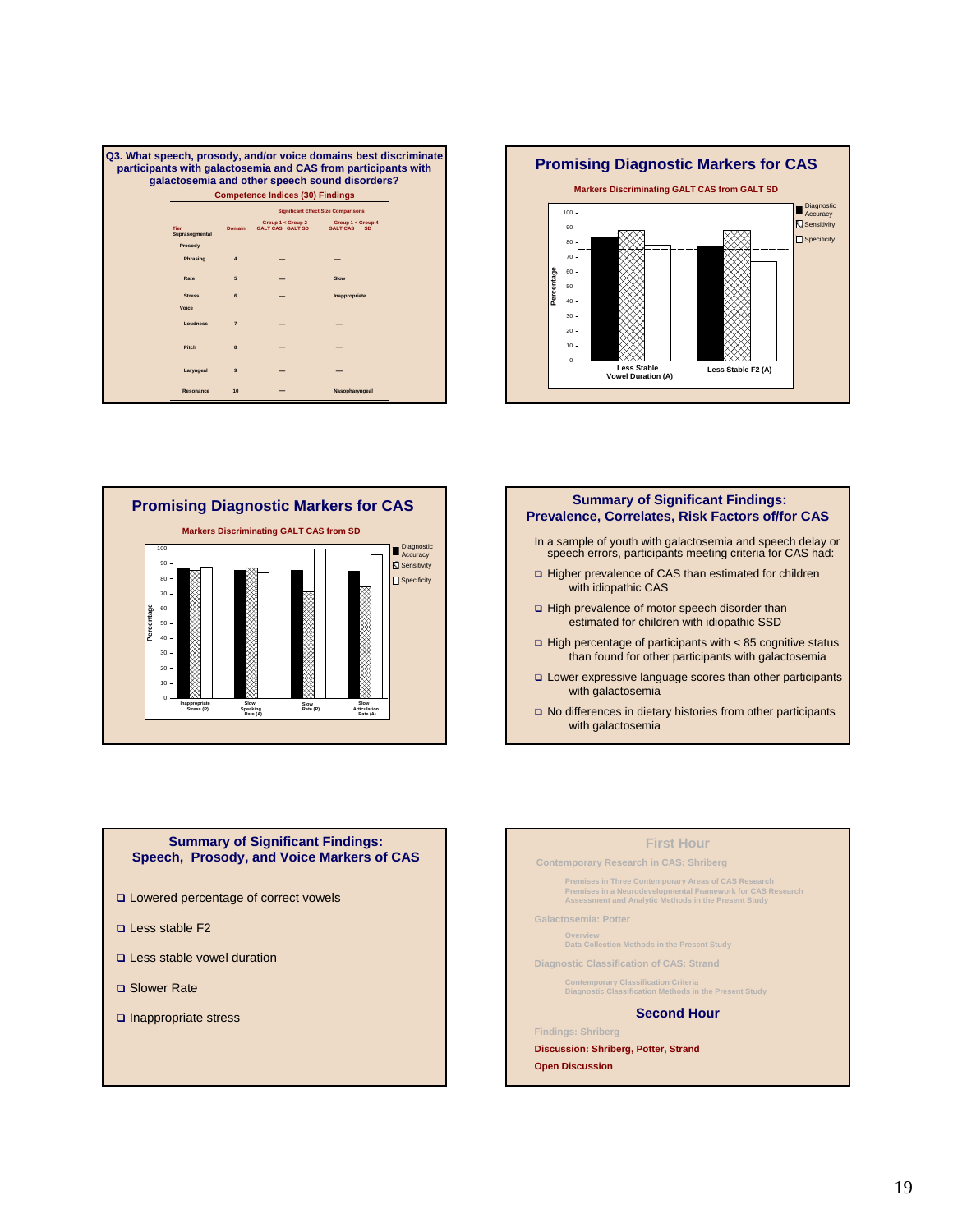## Q3. What speech, prosody, and/or voice domains best discriminate participants with galactosemia and CAS from participants with galactosemia and other speech sound disorders?

### Competence Indices (30) Findings

| Tier | Domain | Significant Effect Size Comparisons: Group 1 < Group 2 (GALT CAS GALT SD) | Significant Effect Size Comparisons: Group 1 < Group 4 (GALT CAS SD) |
|---|---|---|---|
| Suprasegmental | | | |
| Prosody | | | |
| Phrasing | 4 | — | — |
| Rate | 5 | — | Slow |
| Stress | 6 | — | Inappropriate |
| Voice | | | |
| Loudness | 7 | — | — |
| Pitch | 8 | — | — |
| Laryngeal | 9 | — | — |
| Resonance | 10 | — | Nasopharyngeal |

## Promising Diagnostic Markers for CAS

**Markers Discriminating GALT CAS from GALT SD**

(Bar chart: Percentage, 0–100; Diagnostic Accuracy, Sensitivity, Specificity for Less Stable Vowel Duration (A) and Less Stable F2 (A))

## Promising Diagnostic Markers for CAS

**Markers Discriminating GALT CAS from SD**

(Bar chart: Percentage, 0–100; Diagnostic Accuracy, Sensitivity, Specificity for Inappropriate Stress (P), Slow Speaking Rate (A), Slow Rate (P), Slow Articulation Rate (A))

## Summary of Significant Findings: Prevalence, Correlates, Risk Factors of/for CAS

In a sample of youth with galactosemia and speech delay or speech errors, participants meeting criteria for CAS had:

- Higher prevalence of CAS than estimated for children with idiopathic CAS
- High prevalence of motor speech disorder than estimated for children with idiopathic SSD
- High percentage of participants with < 85 cognitive status than found for other participants with galactosemia
- Lower expressive language scores than other participants with galactosemia
- No differences in dietary histories from other participants with galactosemia

## Summary of Significant Findings: Speech, Prosody, and Voice Markers of CAS

- Lowered percentage of correct vowels
- Less stable F2
- Less stable vowel duration
- Slower Rate
- Inappropriate stress

## First Hour

**Contemporary Research in CAS: Shriberg**

- Premises in Three Contemporary Areas of CAS Research
- Premises in a Neurodevelopmental Framework for CAS Research
- Assessment and Analytic Methods in the Present Study

**Galactosemia: Potter**

- Overview
- Data Collection Methods in the Present Study

**Diagnostic Classification of CAS: Strand**

- Contemporary Classification Criteria
- Diagnostic Classification Methods in the Present Study

## Second Hour

**Findings: Shriberg**

**Discussion: Shriberg, Potter, Strand**

**Open Discussion**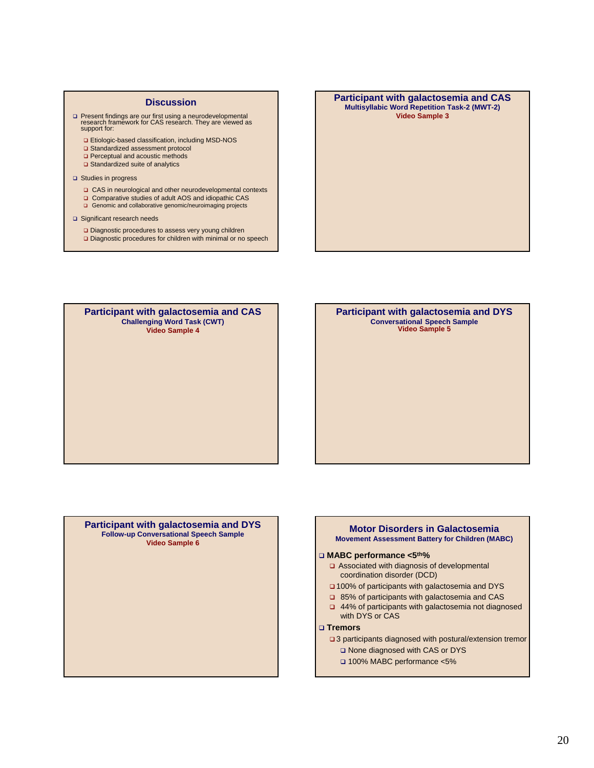## Discussion

- Present findings are our first using a neurodevelopmental research framework for CAS research. They are viewed as support for:
  - Etiologic-based classification, including MSD-NOS
  - Standardized assessment protocol
  - Perceptual and acoustic methods
  - Standardized suite of analytics
- Studies in progress
  - CAS in neurological and other neurodevelopmental contexts
  - Comparative studies of adult AOS and idiopathic CAS
  - Genomic and collaborative genomic/neuroimaging projects
- Significant research needs
  - Diagnostic procedures to assess very young children
  - Diagnostic procedures for children with minimal or no speech

## Participant with galactosemia and CAS

**Multisyllabic Word Repetition Task-2 (MWT-2)**

**Video Sample 3**

## Participant with galactosemia and CAS

**Challenging Word Task (CWT)**

**Video Sample 4**

## Participant with galactosemia and DYS

**Conversational Speech Sample**

**Video Sample 5**

## Participant with galactosemia and DYS

**Follow-up Conversational Speech Sample**

**Video Sample 6**

## Motor Disorders in Galactosemia

**Movement Assessment Battery for Children (MABC)**

- **MABC performance <5$^{th}$%**
  - Associated with diagnosis of developmental coordination disorder (DCD)
  - 100% of participants with galactosemia and DYS
  - 85% of participants with galactosemia and CAS
  - 44% of participants with galactosemia not diagnosed with DYS or CAS
- **Tremors**
  - 3 participants diagnosed with postural/extension tremor
    - None diagnosed with CAS or DYS
    - 100% MABC performance <5%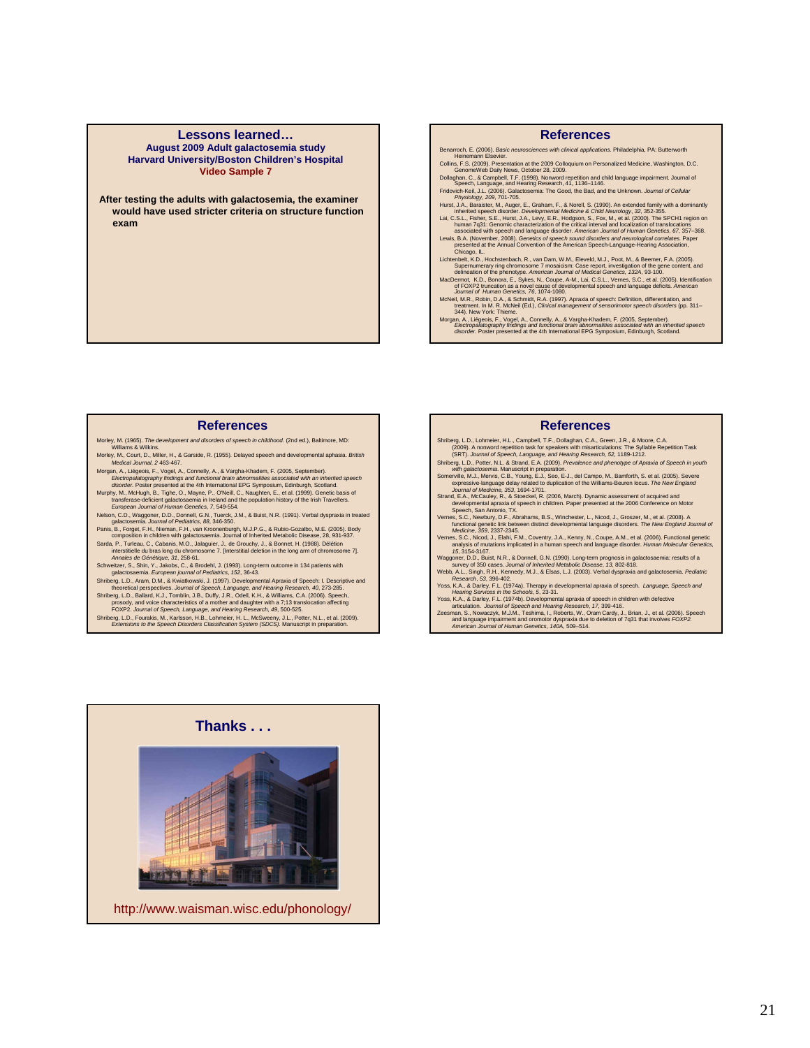## Lessons learned…

**August 2009 Adult galactosemia study**
**Harvard University/Boston Children's Hospital**
**Video Sample 7**

**After testing the adults with galactosemia, the examiner would have used stricter criteria on structure function exam**

## References

Benarroch, E. (2006). *Basic neurosciences with clinical applications.* Philadelphia, PA: Butterworth Heinemann Elsevier.

Collins, F.S. (2009). Presentation at the 2009 Colloquium on Personalized Medicine, Washington, D.C. GenomeWeb Daily News, October 28, 2009.

Dollaghan, C., & Campbell, T.F. (1998). Nonword repetition and child language impairment. Journal of Speech, Language, and Hearing Research, 41, 1136–1146.

Fridovich-Keil, J.L. (2006). Galactosemia: The Good, the Bad, and the Unknown. *Journal of Cellular Physiology*, *209*, 701-705.

Hurst, J.A., Baraister, M., Auger, E., Graham, F., & Norell, S. (1990). An extended family with a dominantly inherited speech disorder. *Developmental Medicine & Child Neurology*, *32*, 352-355.

Lai, C.S.L., Fisher, S.E., Hurst, J.A., Levy, E.R., Hodgson, S., Fox, M., et al. (2000). The SPCH1 region on human 7q31: Genomic characterization of the critical interval and localization of translocations associated with speech and language disorder. *American Journal of Human Genetics, 67,* 357–368.

Lewis, B.A. (November, 2008). *Genetics of speech sound disorders and neurological correlates.* Paper presented at the Annual Convention of the American Speech-Language-Hearing Association, Chicago, IL.

Lichtenbelt, K.D., Hochstenbach, R., van Dam, W.M., Eleveld, M.J., Poot, M., & Beemer, F.A. (2005). Supernumerary ring chromosome 7 mosaicism: Case report, investigation of the gene content, and delineation of the phenotype. *American Journal of Medical Genetics, 132A*, 93-100.

MacDermot, K.D., Bonora, E., Sykes, N., Coupe, A-M., Lai, C.S.L., Vernes, S.C., et al. (2005). Identification of FOXP2 truncation as a novel cause of developmental speech and language deficits. *American Journal of Human Genetics, 76,* 1074-1080.

McNeil, M.R., Robin, D.A., & Schmidt, R.A. (1997). Apraxia of speech: Definition, differentiation, and treatment. In M. R. McNeil (Ed.), *Clinical management of sensorimotor speech disorders* (pp. 311–344). New York: Thieme.

Morgan, A., Liégeois, F., Vogel, A., Connelly, A., & Vargha-Khadem, F. (2005, September). *Electropalatography findings and functional brain abnormalities associated with an inherited speech disorder.* Poster presented at the 4th International EPG Symposium, Edinburgh, Scotland.

## References

Morley, M. (1965). *The development and disorders of speech in childhood.* (2nd ed.), Baltimore, MD: Williams & Wilkins.

Morley, M., Court, D., Miller, H., & Garside, R. (1955). Delayed speech and developmental aphasia. *British Medical Journal*, *2* 463-467.

Morgan, A., Liégeois, F., Vogel, A., Connelly, A., & Vargha-Khadem, F. (2005, September). *Electropalatography findings and functional brain abnormalities associated with an inherited speech disorder.* Poster presented at the 4th International EPG Symposium, Edinburgh, Scotland.

Murphy, M., McHugh, B., Tighe, O., Mayne, P., O'Neill, C., Naughten, E., et al. (1999). Genetic basis of transferase-deficient galactosaemia in Ireland and the population history of the Irish Travellers. *European Journal of Human Genetics*, *7*, 549-554.

Nelson, C.D., Waggoner, D.D., Donnell, G.N., Tuerck, J.M., & Buist, N.R. (1991). Verbal dyspraxia in treated galactosemia. *Journal of Pediatrics*, *88*, 346-350.

Panis, B., Forget, F.H., Nieman, F.H., van Kroonenburgh, M.J.P.G., & Rubio-Gozalbo, M.E. (2005). Body composition in children with galactosaemia. Journal of Inherited Metabolic Disease, 28, 931-937.

Sarda, P., Turleau, C., Cabanis, M.O., Jalaguier, J., de Grouchy, J., & Bonnet, H. (1988). Délétion interstitielle du bras long du chromosome 7. [Interstitial deletion in the long arm of chromosome 7]. *Annales de Génétique*, *31*, 258-61.

Schweitzer, S., Shin, Y., Jakobs, C., & Brodehl, J. (1993). Long-term outcome in 134 patients with galactosaemia. *European journal of Pediatrics*, *152*, 36-43.

Shriberg, L.D., Aram, D.M., & Kwiatkowski, J. (1997). Developmental Apraxia of Speech: I. Descriptive and theoretical perspectives. *Journal of Speech, Language, and Hearing Research*, *40*, 273-285.

Shriberg, L.D., Ballard, K.J., Tomblin, J.B., Duffy, J.R., Odell, K.H., & Williams, C.A. (2006). Speech, prosody, and voice characteristics of a mother and daughter with a 7;13 translocation affecting FOXP2. *Journal of Speech, Language, and Hearing Research*, *49*, 500-525.

Shriberg, L.D., Fourakis, M., Karlsson, H.B., Lohmeier, H. L., McSweeny, J.L., Potter, N.L., et al. (2009). *Extensions to the Speech Disorders Classification System (SDCS).* Manuscript in preparation.

## References

Shriberg, L.D., Lohmeier, H.L., Campbell, T.F., Dollaghan, C.A., Green, J.R., & Moore, C.A. (2009). A nonword repetition task for speakers with misarticulations: The Syllable Repetition Task (SRT). *Journal of Speech, Language, and Hearing Research, 52,* 1189-1212.

Shriberg, L.D., Potter, N.L. & Strand, E.A. (2009). *Prevalence and phenotype of Apraxia of Speech in youth with galactosemia.* Manuscript in preparation.

Somerville, M.J., Mervis, C.B., Young, E.J., Seo, E-J., del Campo, M., Bamforth, S. et al. (2005). Severe expressive-language delay related to duplication of the Williams-Beuren locus. *The New England Journal of Medicine, 353,* 1694-1701.

Strand, E.A., McCauley, R., & Stoeckel, R. (2006, March). Dynamic assessment of acquired and developmental apraxia of speech in children. Paper presented at the 2006 Conference on Motor Speech, San Antonio, TX.

Vernes, S.C., Newbury, D.F., Abrahams, B.S., Winchester, L., Nicod, J., Groszer, M., et al. (2008). A functional genetic link between distinct developmental language disorders. *The New England Journal of Medicine, 359,* 2337-2345.

Vernes, S.C., Nicod, J., Elahi, F.M., Coventry, J.A., Kenny, N., Coupe, A.M., et al. (2006). Functional genetic analysis of mutations implicated in a human speech and language disorder. *Human Molecular Genetics, 15,* 3154-3167.

Waggoner, D.D., Buist, N.R., & Donnell, G.N. (1990). Long-term prognosis in galactosaemia: results of a survey of 350 cases. *Journal of Inherited Metabolic Disease, 13,* 802-818.

Webb, A.L., Singh, R.H., Kennedy, M.J., & Elsas, L.J. (2003). Verbal dyspraxia and galactosemia. *Pediatric Research, 53,* 396-402.

Yoss, K.A., & Darley, F.L. (1974a). Therapy in developmental apraxia of speech. *Language, Speech and Hearing Services in the Schools, 5,* 23-31.

Yoss, K.A., & Darley, F.L. (1974b). Developmental apraxia of speech in children with defective articulation. *Journal of Speech and Hearing Research, 17,* 399-416.

Zeesman, S., Nowaczyk, M.J.M., Teshima, I., Roberts, W., Oram Cardy, J., Brian, J., et al. (2006). Speech and language impairment and oromotor dyspraxia due to deletion of 7q31 that involves *FOXP2. American Journal of Human Genetics, 140A,* 509–514.

## Thanks . . .

http://www.waisman.wisc.edu/phonology/